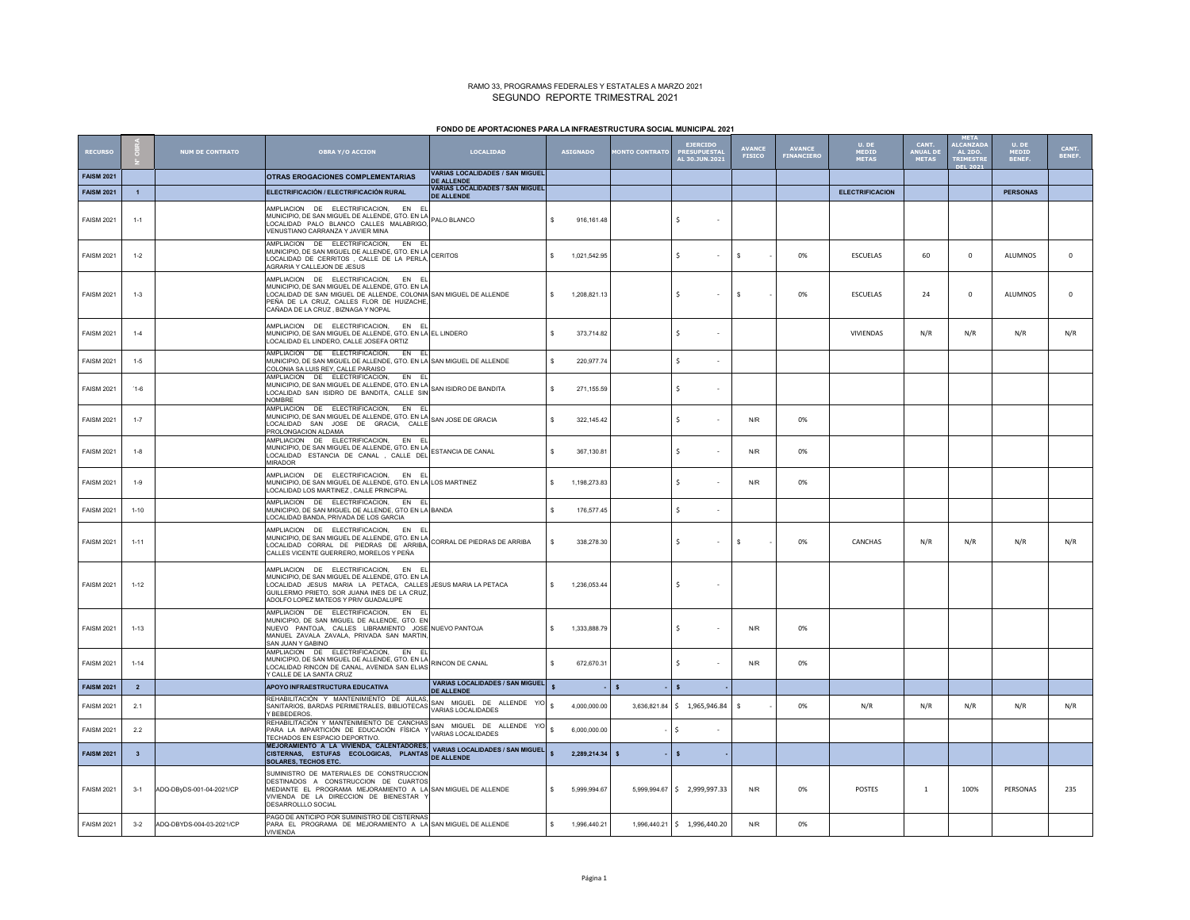RAMO 33, PROGRAMAS FEDERALES Y ESTATALES A MARZO 2021

SEGUNDO REPORTE TRIMESTRAL 2021

FONDO DE APORTACIONES PARA LA INFRAESTRUCTURA SOCIAL MUNICIPAL 2021

| RECURSO | N° OBRA | NUM DE CONTRATO | OBRA Y/O ACCION | LOCALIDAD | ASIGNADO | MONTO CONTRATO | EJERCIDO PRESUPUESTAL AL 30.JUN.2021 | AVANCE FISICO | AVANCE FINANCIERO | U. DE MEDID METAS | CANT. ANUAL DE METAS | META ALCANZADA AL 2DO. TRIMESTRE DEL 2021 | U. DE MEDID BENEF. | CANT. BENEF. |
|---|---|---|---|---|---|---|---|---|---|---|---|---|---|---|
| FAISM 2021 | | | OTRAS EROGACIONES COMPLEMENTARIAS | VARIAS LOCALIDADES / SAN MIGUEL DE ALLENDE | | | | | | | | | | |
| FAISM 2021 | 1 | | ELECTRIFICACIÓN / ELECTRIFICACIÓN RURAL | VARIAS LOCALIDADES / SAN MIGUEL DE ALLENDE | | | | | | ELECTRIFICACION | | | PERSONAS | |
| FAISM 2021 | 1-1 | | AMPLIACION DE ELECTRIFICACION, EN EL MUNICIPIO, DE SAN MIGUEL DE ALLENDE, GTO. EN LA LOCALIDAD PALO BLANCO CALLES MALABRIGO, VENUSTIANO CARRANZA Y JAVIER MINA | PALO BLANCO | $ 916,161.48 | | $ - | | | | | | | |
| FAISM 2021 | 1-2 | | AMPLIACION DE ELECTRIFICACION, EN EL MUNICIPIO, DE SAN MIGUEL DE ALLENDE, GTO. EN LA LOCALIDAD DE CERRITOS , CALLE DE LA PERLA, AGRARIA Y CALLEJON DE JESUS | CERITOS | $ 1,021,542.95 | | $ - | $ - | 0% | ESCUELAS | 60 | 0 | ALUMNOS | 0 |
| FAISM 2021 | 1-3 | | AMPLIACION DE ELECTRIFICACION, EN EL MUNICIPIO, DE SAN MIGUEL DE ALLENDE, GTO. EN LA LOCALIDAD DE SAN MIGUEL DE ALLENDE, COLONIA PEÑA DE LA CRUZ, CALLES FLOR DE HUIZACHE, CAÑADA DE LA CRUZ , BIZNAGA Y NOPAL | SAN MIGUEL DE ALLENDE | $ 1,208,821.13 | | $ - | $ - | 0% | ESCUELAS | 24 | 0 | ALUMNOS | 0 |
| FAISM 2021 | 1-4 | | AMPLIACION DE ELECTRIFICACION, EN EL MUNICIPIO, DE SAN MIGUEL DE ALLENDE, GTO. EN LA LOCALIDAD EL LINDERO, CALLE JOSEFA ORTIZ | EL LINDERO | $ 373,714.82 | | $ - | | | VIVIENDAS | N/R | N/R | N/R | N/R |
| FAISM 2021 | 1-5 | | AMPLIACION DE ELECTRIFICACION, EN EL MUNICIPIO, DE SAN MIGUEL DE ALLENDE, GTO. EN LA COLONIA SA LUIS REY, CALLE PARAISO | SAN MIGUEL DE ALLENDE | $ 220,977.74 | | $ - | | | | | | | |
| FAISM 2021 | '1-6 | | AMPLIACION DE ELECTRIFICACION, EN EL MUNICIPIO, DE SAN MIGUEL DE ALLENDE, GTO. EN LA LOCALIDAD SAN ISIDRO DE BANDITA, CALLE SIN NOMBRE | SAN ISIDRO DE BANDITA | $ 271,155.59 | | $ - | | | | | | | |
| FAISM 2021 | 1-7 | | AMPLIACION DE ELECTRIFICACION, EN EL MUNICIPIO, DE SAN MIGUEL DE ALLENDE, GTO. EN LA LOCALIDAD SAN JOSE DE GRACIA, CALLE PROLONGACION ALDAMA | SAN JOSE DE GRACIA | $ 322,145.42 | | $ - | N/R | 0% | | | | | |
| FAISM 2021 | 1-8 | | AMPLIACION DE ELECTRIFICACION, EN EL MUNICIPIO, DE SAN MIGUEL DE ALLENDE, GTO. EN LA LOCALIDAD ESTANCIA DE CANAL , CALLE DEL MIRADOR | ESTANCIA DE CANAL | $ 367,130.81 | | $ - | N/R | 0% | | | | | |
| FAISM 2021 | 1-9 | | AMPLIACION DE ELECTRIFICACION, EN EL MUNICIPIO, DE SAN MIGUEL DE ALLENDE, GTO. EN LA LOCALIDAD LOS MARTINEZ , CALLE PRINCIPAL | LOS MARTINEZ | $ 1,198,273.83 | | $ - | N/R | 0% | | | | | |
| FAISM 2021 | 1-10 | | AMPLIACION DE ELECTRIFICACION, EN EL MUNICIPIO, DE SAN MIGUEL DE ALLENDE, GTO EN LA LOCALIDAD BANDA, PRIVADA DE LOS GARCIA | BANDA | $ 176,577.45 | | $ - | | | | | | | |
| FAISM 2021 | 1-11 | | AMPLIACION DE ELECTRIFICACION, EN EL MUNICIPIO, DE SAN MIGUEL DE ALLENDE, GTO. EN LA LOCALIDAD CORRAL DE PIEDRAS DE ARRIBA, CALLES VICENTE GUERRERO, MORELOS Y PEÑA | CORRAL DE PIEDRAS DE ARRIBA | $ 338,278.30 | | $ - | $ - | 0% | CANCHAS | N/R | N/R | N/R | N/R |
| FAISM 2021 | 1-12 | | AMPLIACION DE ELECTRIFICACION, EN EL MUNICIPIO, DE SAN MIGUEL DE ALLENDE, GTO. EN LA LOCALIDAD JESUS MARIA LA PETACA, CALLES GUILLERMO PRIETO, SOR JUANA INES DE LA CRUZ, ADOLFO LOPEZ MATEOS Y PRIV GUADALUPE | JESUS MARIA LA PETACA | $ 1,236,053.44 | | $ - | | | | | | | |
| FAISM 2021 | 1-13 | | AMPLIACION DE ELECTRIFICACION, EN EL MUNICIPIO, DE SAN MIGUEL DE ALLENDE, GTO. EN NUEVO PANTOJA, CALLES LIBRAMIENTO JOSE MANUEL ZAVALA ZAVALA, PRIVADA SAN MARTIN, SAN JUAN Y GABINO | NUEVO PANTOJA | $ 1,333,888.79 | | $ - | N/R | 0% | | | | | |
| FAISM 2021 | 1-14 | | AMPLIACION DE ELECTRIFICACION, EN EL MUNICIPIO, DE SAN MIGUEL DE ALLENDE, GTO. EN LA LOCALIDAD RINCON DE CANAL, AVENIDA SAN ELIAS Y CALLE DE LA SANTA CRUZ | RINCON DE CANAL | $ 672,670.31 | | $ - | N/R | 0% | | | | | |
| FAISM 2021 | 2 | | APOYO INFRAESTRUCTURA EDUCATIVA | VARIAS LOCALIDADES / SAN MIGUEL DE ALLENDE | $ - | $ - | $ - | | | | | | | |
| FAISM 2021 | 2.1 | | REHABILITACIÓN Y MANTENIMIENTO DE AULAS, SANITARIOS, BARDAS PERIMETRALES, BIBLIOTECAS Y BEBEDEROS. | SAN MIGUEL DE ALLENDE Y/O VARIAS LOCALIDADES | $ 4,000,000.00 | 3,636,821.84 | $ 1,965,946.84 | $ - | 0% | N/R | N/R | N/R | N/R | N/R |
| FAISM 2021 | 2.2 | | REHABILITACIÓN Y MANTENIMIENTO DE CANCHAS PARA LA IMPARTICIÓN DE EDUCACIÓN FÍSICA Y TECHADOS EN ESPACIO DEPORTIVO. | SAN MIGUEL DE ALLENDE Y/O VARIAS LOCALIDADES | $ 6,000,000.00 | - | $ - | | | | | | | |
| FAISM 2021 | 3 | | MEJORAMIENTO A LA VIVIENDA, CALENTADORES, CISTERNAS, ESTUFAS ECOLOGICAS, PLANTAS SOLARES, TECHOS ETC. | VARIAS LOCALIDADES / SAN MIGUEL DE ALLENDE | $ 2,289,214.34 | $ - | $ - | | | | | | | |
| FAISM 2021 | 3-1 | ADQ-DByDS-001-04-2021/CP | SUMINISTRO DE MATERIALES DE CONSTRUCCION DESTINADOS A CONSTRUCCION DE CUARTOS MEDIANTE EL PROGRAMA MEJORAMIENTO A LA VIVIENDA DE LA DIRECCION DE BIENESTAR Y DESARROLLLO SOCIAL | SAN MIGUEL DE ALLENDE | $ 5,999,994.67 | 5,999,994.67 | $ 2,999,997.33 | N/R | 0% | POSTES | 1 | 100% | PERSONAS | 235 |
| FAISM 2021 | 3-2 | ADQ-DBYDS-004-03-2021/CP | PAGO DE ANTICIPO POR SUMINISTRO DE CISTERNAS PARA EL PROGRAMA DE MEJORAMIENTO A LA VIVIENDA | SAN MIGUEL DE ALLENDE | $ 1,996,440.21 | 1,996,440.21 | $ 1,996,440.20 | N/R | 0% | | | | | |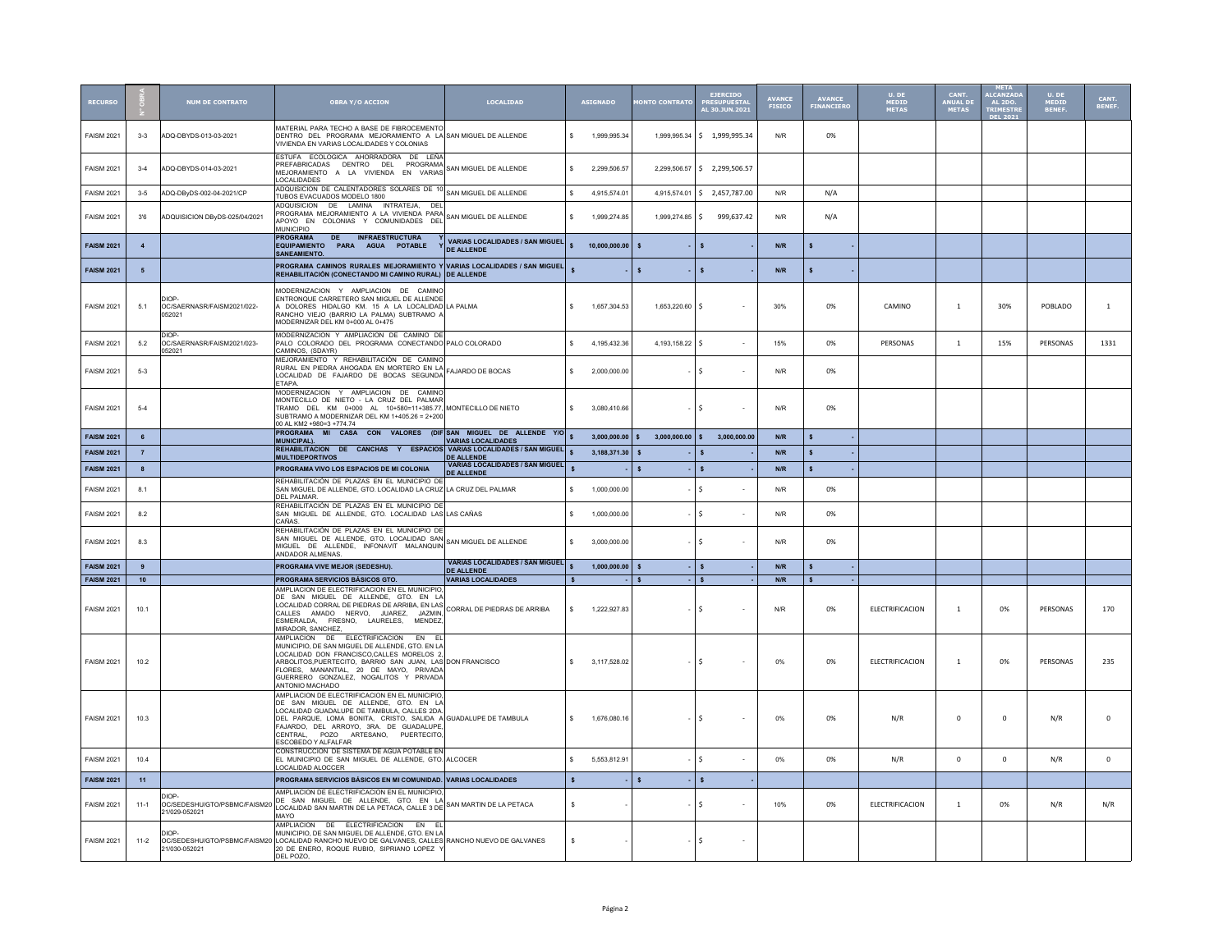| RECURSO | N° OBRA | NUM DE CONTRATO | OBRA Y/O ACCION | LOCALIDAD | ASIGNADO | MONTO CONTRATO | EJERCIDO PRESUPUESTAL AL 30.JUN.2021 | AVANCE FISICO | AVANCE FINANCIERO | U. DE MEDID METAS | CANT. ANUAL DE METAS | META ALCANZADA AL 2DO. TRIMESTRE DEL 2021 | U. DE MEDID BENEF. | CANT. BENEF. |
|---|---|---|---|---|---|---|---|---|---|---|---|---|---|---|
| FAISM 2021 | 3-3 | ADQ-DBYDS-013-03-2021 | MATERIAL PARA TECHO A BASE DE FIBROCEMENTO DENTRO DEL PROGRAMA MEJORAMIENTO A LA VIVIENDA EN VARIAS LOCALIDADES Y COLONIAS | SAN MIGUEL DE ALLENDE | $ 1,999,995.34 | 1,999,995.34 | $ 1,999,995.34 | N/R | 0% | | | | | |
| FAISM 2021 | 3-4 | ADQ-DBYDS-014-03-2021 | ESTUFA ECOLOGICA AHORRADORA DE LEÑA PREFABRICADAS DENTRO DEL PROGRAMA MEJORAMIENTO A LA VIVIENDA EN VARIAS LOCALIDADES | SAN MIGUEL DE ALLENDE | $ 2,299,506.57 | 2,299,506.57 | $ 2,299,506.57 | | | | | | | |
| FAISM 2021 | 3-5 | ADQ-DByDS-002-04-2021/CP | ADQUISICION DE CALENTADORES SOLARES DE 10 TUBOS EVACUADOS MODELO 1800 | SAN MIGUEL DE ALLENDE | $ 4,915,574.01 | 4,915,574.01 | $ 2,457,787.00 | N/R | N/A | | | | | |
| FAISM 2021 | 3'6 | ADQUISICION DByDS-025/04/2021 | ADQUISICION DE LAMINA INTRATEJA, DEL PROGRAMA MEJORAMIENTO A LA VIVIENDA PARA APOYO EN COLONIAS Y COMUNIDADES DEL MUNICIPIO | SAN MIGUEL DE ALLENDE | $ 1,999,274.85 | 1,999,274.85 | $ 999,637.42 | N/R | N/A | | | | | |
| **FAISM 2021** | **4** | | **PROGRAMA DE INFRAESTRUCTURA Y EQUIPAMIENTO PARA AGUA POTABLE Y SANEAMIENTO.** | **VARIAS LOCALIDADES / SAN MIGUEL DE ALLENDE** | **$ 10,000,000.00** | **$ -** | **$ -** | **N/R** | **$ -** | | | | | |
| **FAISM 2021** | **5** | | **PROGRAMA CAMINOS RURALES MEJORAMIENTO Y REHABILITACIÓN (CONECTANDO MI CAMINO RURAL)** | **VARIAS LOCALIDADES / SAN MIGUEL DE ALLENDE** | **$ -** | **$ -** | **$ -** | **N/R** | **$ -** | | | | | |
| FAISM 2021 | 5.1 | DIOP-OC/SAERNASR/FAISM2021/022-052021 | MODERNIZACION Y AMPLIACION DE CAMINO ENTRONQUE CARRETERO SAN MIGUEL DE ALLENDE A DOLORES HIDALGO KM. 15 A LA LOCALIDAD RANCHO VIEJO (BARRIO LA PALMA) SUBTRAMO A MODERNIZAR DEL KM 0+000 AL 0+475 | LA PALMA | $ 1,657,304.53 | 1,653,220.60 | $ - | 30% | 0% | CAMINO | 1 | 30% | POBLADO | 1 |
| FAISM 2021 | 5.2 | DIOP-OC/SAERNASR/FAISM2021/023-052021 | MODERNIZACION Y AMPLIACION DE CAMINO DE PALO COLORADO DEL PROGRAMA CONECTANDO CAMINOS, (SDAYR) | PALO COLORADO | $ 4,195,432.36 | 4,193,158.22 | $ - | 15% | 0% | PERSONAS | 1 | 15% | PERSONAS | 1331 |
| FAISM 2021 | 5-3 | | MEJORAMIENTO Y REHABILITACIÓN DE CAMINO RURAL EN PIEDRA AHOGADA EN MORTERO EN LA LOCALIDAD DE FAJARDO DE BOCAS SEGUNDA ETAPA. | FAJARDO DE BOCAS | $ 2,000,000.00 | - | $ - | N/R | 0% | | | | | |
| FAISM 2021 | 5-4 | | MODERNIZACION Y AMPLIACION DE CAMINO MONTECILLO DE NIETO - LA CRUZ DEL PALMAR TRAMO DEL KM 0+000 AL 10+580=11+385.77, SUBTRAMO A MODERNIZAR DEL KM 1+405.26 = 2+200 00 AL KM2 +980=3 +774.74 | MONTECILLO DE NIETO | $ 3,080,410.66 | - | $ - | N/R | 0% | | | | | |
| **FAISM 2021** | **6** | | **PROGRAMA MI CASA CON VALORES (DIF MUNICIPAL).** | **SAN MIGUEL DE ALLENDE Y/O VARIAS LOCALIDADES** | **$ 3,000,000.00** | **$ 3,000,000.00** | **$ 3,000,000.00** | **N/R** | **$ -** | | | | | |
| **FAISM 2021** | **7** | | **REHABILITACION DE CANCHAS Y ESPACIOS MULTIDEPORTIVOS** | **VARIAS LOCALIDADES / SAN MIGUEL DE ALLENDE** | **$ 3,188,371.30** | **$ -** | **$ -** | **N/R** | **$ -** | | | | | |
| **FAISM 2021** | **8** | | **PROGRAMA VIVO LOS ESPACIOS DE MI COLONIA** | **VARIAS LOCALIDADES / SAN MIGUEL DE ALLENDE** | **$ -** | **$ -** | **$ -** | **N/R** | **$ -** | | | | | |
| FAISM 2021 | 8.1 | | REHABILITACIÓN DE PLAZAS EN EL MUNICIPIO DE SAN MIGUEL DE ALLENDE, GTO. LOCALIDAD LA CRUZ DEL PALMAR. | LA CRUZ DEL PALMAR | $ 1,000,000.00 | - | $ - | N/R | 0% | | | | | |
| FAISM 2021 | 8.2 | | REHABILITACIÓN DE PLAZAS EN EL MUNICIPIO DE SAN MIGUEL DE ALLENDE, GTO. LOCALIDAD LAS CAÑAS. | LAS CAÑAS | $ 1,000,000.00 | - | $ - | N/R | 0% | | | | | |
| FAISM 2021 | 8.3 | | REHABILITACIÓN DE PLAZAS EN EL MUNICIPIO DE SAN MIGUEL DE ALLENDE, GTO. LOCALIDAD SAN MIGUEL DE ALLENDE, INFONAVIT MALANQUIN ANDADOR ALMENAS. | SAN MIGUEL DE ALLENDE | $ 3,000,000.00 | - | $ - | N/R | 0% | | | | | |
| **FAISM 2021** | **9** | | **PROGRAMA VIVE MEJOR (SEDESHU).** | **VARIAS LOCALIDADES / SAN MIGUEL DE ALLENDE** | **$ 1,000,000.00** | **$ -** | **$ -** | **N/R** | **$ -** | | | | | |
| **FAISM 2021** | **10** | | **PROGRAMA SERVICIOS BÁSICOS GTO.** | **VARIAS LOCALIDADES** | **$ -** | **$ -** | **$ -** | **N/R** | **$ -** | | | | | |
| FAISM 2021 | 10.1 | | AMPLIACION DE ELECTRIFICACION EN EL MUNICIPIO, DE SAN MIGUEL DE ALLENDE, GTO. EN LA LOCALIDAD CORRAL DE PIEDRAS DE ARRIBA, EN LAS CALLES AMADO NERVO, JUAREZ, JAZMIN, ESMERALDA, FRESNO, LAURELES, MENDEZ, MIRADOR, SANCHEZ, | CORRAL DE PIEDRAS DE ARRIBA | $ 1,222,927.83 | - | $ - | N/R | 0% | ELECTRIFICACION | 1 | 0% | PERSONAS | 170 |
| FAISM 2021 | 10.2 | | AMPLIACION DE ELECTRIFICACION EN EL MUNICIPIO, DE SAN MIGUEL DE ALLENDE, GTO. EN LA LOCALIDAD DON FRANCISCO,CALLES MORELOS 2, ARBOLITOS,PUERTECITO, BARRIO SAN JUAN, LAS FLORES, MANANTIAL, 20 DE MAYO, PRIVADA GUERRERO GONZALEZ, NOGALITOS Y PRIVADA ANTONIO MACHADO | DON FRANCISCO | $ 3,117,528.02 | - | $ - | 0% | 0% | ELECTRIFICACION | 1 | 0% | PERSONAS | 235 |
| FAISM 2021 | 10.3 | | AMPLIACION DE ELECTRIFICACION EN EL MUNICIPIO, DE SAN MIGUEL DE ALLENDE, GTO. EN LA LOCALIDAD GUADALUPE DE TAMBULA, CALLES 2DA. DEL PARQUE, LOMA BONITA, CRISTO, SALIDA A FAJARDO, DEL ARROYO, 3RA. DE GUADALUPE, CENTRAL, POZO ARTESANO, PUERTECITO, ESCOBEDO Y ALFALFAR | GUADALUPE DE TAMBULA | $ 1,676,080.16 | - | $ - | 0% | 0% | N/R | 0 | 0 | N/R | 0 |
| FAISM 2021 | 10.4 | | CONSTRUCCION DE SISTEMA DE AGUA POTABLE EN EL MUNICIPIO DE SAN MIGUEL DE ALLENDE, GTO. LOCALIDAD ALOCCER | ALCOCER | $ 5,553,812.91 | - | $ - | 0% | 0% | N/R | 0 | 0 | N/R | 0 |
| **FAISM 2021** | **11** | | **PROGRAMA SERVICIOS BÁSICOS EN MI COMUNIDAD.** | **VARIAS LOCALIDADES** | **$ -** | **$ -** | **$ -** | | | | | | | |
| FAISM 2021 | 11-1 | DIOP-OC/SEDESHU/GTO/PSBMC/FAISM2021/029-052021 | AMPLIACION DE ELECTRIFICACION EN EL MUNICIPIO, DE SAN MIGUEL DE ALLENDE, GTO. EN LA LOCALIDAD SAN MARTIN DE LA PETACA, CALLE 3 DE MAYO | SAN MARTIN DE LA PETACA | $ - | - | $ - | 10% | 0% | ELECTRIFICACION | 1 | 0% | N/R | N/R |
| FAISM 2021 | 11-2 | DIOP-OC/SEDESHU/GTO/PSBMC/FAISM2021/030-052021 | AMPLIACION DE ELECTRIFICACION EN EL MUNICIPIO, DE SAN MIGUEL DE ALLENDE, GTO. EN LA LOCALIDAD RANCHO NUEVO DE GALVANES, CALLES 20 DE ENERO, ROQUE RUBIO, SIPRIANO LOPEZ Y DEL POZO, | RANCHO NUEVO DE GALVANES | $ - | - | $ - | | | | | | | |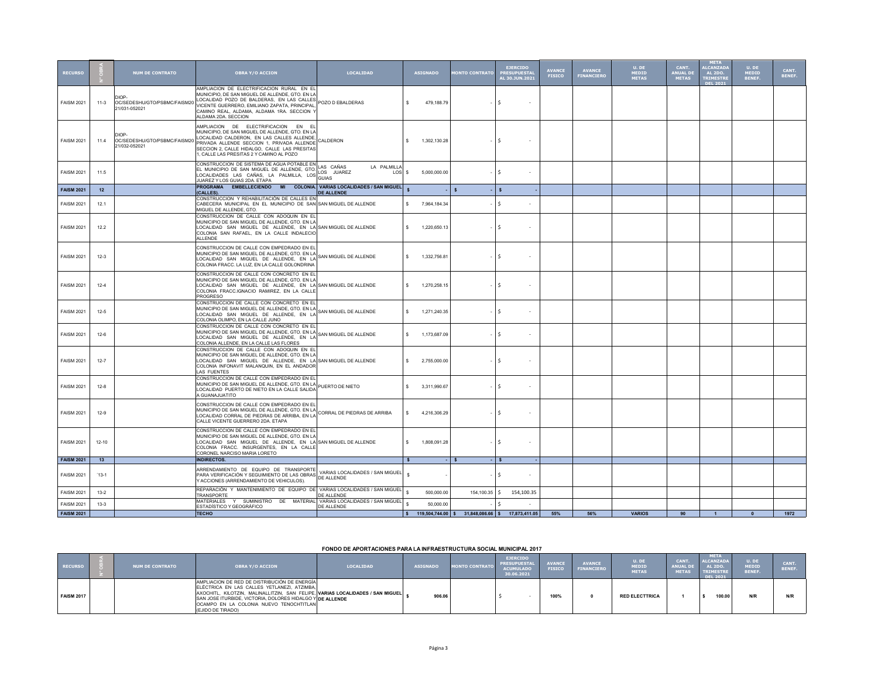| RECURSO | N° OBRA | NUM DE CONTRATO | OBRA Y/O ACCION | LOCALIDAD | ASIGNADO | MONTO CONTRATO | EJERCIDO PRESUPUESTAL AL 30.JUN.2021 | AVANCE FISICO | AVANCE FINANCIERO | U. DE MEDID METAS | CANT. ANUAL DE METAS | META ALCANZADA AL 2DO. TRIMESTRE DEL 2021 | U. DE MEDID BENEF. | CANT. BENEF. |
|---|---|---|---|---|---|---|---|---|---|---|---|---|---|---|
| FAISM 2021 | 11-3 | DIOP-OC/SEDESHU/GTO/PSBMC/FAISM2021/031-052021 | AMPLIACION DE ELECTRIFICACION RURAL EN EL MUNICIPIO, DE SAN MIGUEL DE ALLENDE, GTO. EN LA LOCALIDAD POZO DE BALDERAS, EN LAS CALLES VICENTE GUERRERO, EMILIANO ZAPATA, PRINCIPAL, CAMINO REAL, ALDAMA, ALDAMA 1RA. SECCION Y ALDAMA 2DA. SECCION | POZO D EBALDERAS | $ 479,188.79 | - | $ - | | | | | | | |
| FAISM 2021 | 11.4 | DIOP-OC/SEDESHU/GTO/PSBMC/FAISM2021/032-052021 | AMPLIACION DE ELECTRIFICACION EN EL MUNICIPIO, DE SAN MIGUEL DE ALLENDE, GTO. EN LA LOCALIDAD CALDERON, EN LAS CALLES ALLENDE, PRIVADA ALLENDE SECCION 1, PRIVADA ALLENDE SECCION 2, CALLE HIDALGO, CALLE LAS PRESITAS 1, CALLE LAS PRESITAS 2 Y CAMINO AL POZO | CALDERON | $ 1,302,130.28 | - | $ - | | | | | | | |
| FAISM 2021 | 11.5 | | CONSTRUCCION DE SISTEMA DE AGUA POTABLE EN EL MUNICIPIO DE SAN MIGUEL DE ALLENDE, GTO, LOCALIDADES LAS CAÑAS, LA PALMILLA, LOS JUAREZ Y LOS GUIAS 2DA. ETAPA | LAS CAÑAS LA PALMILLA LOS JUAREZ LOS GUIAS | $ 5,000,000.00 | - | $ - | | | | | | | |
| **FAISM 2021** | **12** | | **PROGRAMA EMBELLECIENDO MI COLONIA. (CALLES).** | **VARIAS LOCALIDADES / SAN MIGUEL DE ALLENDE** | **$ -** | **$ -** | **$ -** | | | | | | | |
| FAISM 2021 | 12.1 | | CONSTRUCCION Y REHABILITACIÓN DE CALLES EN CABECERA MUNICIPAL EN EL MUNICIPIO DE SAN MIGUEL DE ALLENDE, GTO. | SAN MIGUEL DE ALLENDE | $ 7,964,184.34 | - | $ - | | | | | | | |
| FAISM 2021 | 12.2 | | CONSTRUCCION DE CALLE CON ADOQUIN EN EL MUNICIPIO DE SAN MIGUEL DE ALLENDE, GTO. EN LA LOCALIDAD SAN MIGUEL DE ALLENDE, EN LA COLONIA SAN RAFAEL, EN LA CALLE INDALECIO ALLENDE | SAN MIGUEL DE ALLENDE | $ 1,220,650.13 | - | $ - | | | | | | | |
| FAISM 2021 | 12-3 | | CONSTRUCCION DE CALLE CON EMPEDRADO EN EL MUNICIPIO DE SAN MIGUEL DE ALLENDE, GTO. EN LA LOCALIDAD SAN MIGUEL DE ALLENDE, EN LA COLONIA FRACC. LA LUZ, EN LA CALLE GOLONDRINA | SAN MIGUEL DE ALLENDE | $ 1,332,756.81 | - | $ - | | | | | | | |
| FAISM 2021 | 12-4 | | CONSTRUCCION DE CALLE CON CONCRETO EN EL MUNICIPIO DE SAN MIGUEL DE ALLENDE, GTO. EN LA LOCALIDAD SAN MIGUEL DE ALLENDE, EN LA COLONIA FRACC.IGNACIO RAMIREZ, EN LA CALLE PROGRESO | SAN MIGUEL DE ALLENDE | $ 1,270,258.15 | - | $ - | | | | | | | |
| FAISM 2021 | 12-5 | | CONSTRUCCION DE CALLE CON CONCRETO EN EL MUNICIPIO DE SAN MIGUEL DE ALLENDE, GTO. EN LA LOCALIDAD SAN MIGUEL DE ALLENDE, EN LA COLONIA OLIMPO, EN LA CALLE JUNO | SAN MIGUEL DE ALLENDE | $ 1,271,240.35 | - | $ - | | | | | | | |
| FAISM 2021 | 12-6 | | CONSTRUCCION DE CALLE CON CONCRETO EN EL MUNICIPIO DE SAN MIGUEL DE ALLENDE, GTO. EN LA LOCALIDAD SAN MIGUEL DE ALLENDE, EN LA COLONIA ALLENDE, EN LA CALLE LAS FLORES | SAN MIGUEL DE ALLENDE | $ 1,173,687.09 | - | $ - | | | | | | | |
| FAISM 2021 | 12-7 | | CONSTRUCCION DE CALLE CON ADOQUIN EN EL MUNICIPIO DE SAN MIGUEL DE ALLENDE, GTO. EN LA LOCALIDAD SAN MIGUEL DE ALLENDE, EN LA COLONIA INFONAVIT MALANQUIN, EN EL ANDADOR LAS FUENTES | SAN MIGUEL DE ALLENDE | $ 2,755,000.00 | - | $ - | | | | | | | |
| FAISM 2021 | 12-8 | | CONSTRUCCION DE CALLE CON EMPEDRADO EN EL MUNICIPIO DE SAN MIGUEL DE ALLENDE, GTO. EN LA LOCALIDAD PUERTO DE NIETO EN LA CALLE SALIDA A GUANAJUATITO | PUERTO DE NIETO | $ 3,311,990.67 | - | $ - | | | | | | | |
| FAISM 2021 | 12-9 | | CONSTRUCCION DE CALLE CON EMPEDRADO EN EL MUNICIPIO DE SAN MIGUEL DE ALLENDE, GTO. EN LA LOCALIDAD CORRAL DE PIEDRAS DE ARRIBA, EN LA CALLE VICENTE GUERRERO 2DA. ETAPA | CORRAL DE PIEDRAS DE ARRIBA | $ 4,216,306.29 | - | $ - | | | | | | | |
| FAISM 2021 | 12-10 | | CONSTRUCCION DE CALLE CON EMPEDRADO EN EL MUNICIPIO DE SAN MIGUEL DE ALLENDE, GTO. EN LA LOCALIDAD SAN MIGUEL DE ALLENDE, EN LA COLONIA FRACC. INSURGENTES, EN LA CALLE CORONEL NARCISO MARIA LORETO | SAN MIGUEL DE ALLENDE | $ 1,808,091.28 | - | $ - | | | | | | | |
| **FAISM 2021** | **13** | | **INDIRECTOS.** | | **$ -** | **$ -** | **$ -** | | | | | | | |
| FAISM 2021 | `13-1 | | ARRENDAMIENTO DE EQUIPO DE TRANSPORTE PARA VERIFICACIÓN Y SEGUIMIENTO DE LAS OBRAS Y ACCIONES (ARRENDAMIENTO DE VEHICULOS). | VARIAS LOCALIDADES / SAN MIGUEL DE ALLENDE | $ - | - | $ - | | | | | | | |
| FAISM 2021 | 13-2 | | REPARACIÓN Y MANTENIMIENTO DE EQUIPO DE TRANSPORTE | VARIAS LOCALIDADES / SAN MIGUEL DE ALLENDE | $ 500,000.00 | 154,100.35 | $ 154,100.35 | | | | | | | |
| FAISM 2021 | 13-3 | | MATERIALES Y SUMINISTRO DE MATERIAL ESTADÍSTICO Y GEOGRÁFICO | VARIAS LOCALIDADES / SAN MIGUEL DE ALLENDE | $ 50,000.00 | - | $ - | | | | | | | |
| **FAISM 2021** | | | **TECHO** | | **$ 119,504,744.00** | **$ 31,848,086.66** | **$ 17,873,411.05** | **55%** | **56%** | **VARIOS** | **90** | **1** | **0** | **1972** |

**FONDO DE APORTACIONES PARA LA INFRAESTRUCTURA SOCIAL MUNICIPAL 2017**

| RECURSO | N° OBRA | NUM DE CONTRATO | OBRA Y/O ACCION | LOCALIDAD | ASIGNADO | MONTO CONTRATO | EJERCIDO PRESUPUESTAL ACUMULADO 30.06.2021 | AVANCE FISICO | AVANCE FINANCIERO | U. DE MEDID METAS | CANT. ANUAL DE METAS | META ALCANZADA AL 2DO. TRIMESTRE DEL 2021 | U. DE MEDID BENEF. | CANT. BENEF. |
|---|---|---|---|---|---|---|---|---|---|---|---|---|---|---|
| **FAISM 2017** | | | AMPLIACION DE RED DE DISTRIBUCIÓN DE ENERGÍA ELÉCTRICA EN LAS CALLES YETLANEZI, ATZIMBA, AXOCHITL, KILOTZIN, MALINALLITZIN, SAN FELIPE, SAN JOSE ITURBIDE, VICTORIA, DOLORES HIDALGO Y OCAMPO EN LA COLONIA NUEVO TENOCHTITLAN (EJIDO DE TIRADO) | **VARIAS LOCALIDADES / SAN MIGUEL DE ALLENDE** | **$ 906.06** | | $ - | **100%** | **0** | **RED ELECTTRICA** | **1** | **$ 100.00** | **N/R** | **N/R** |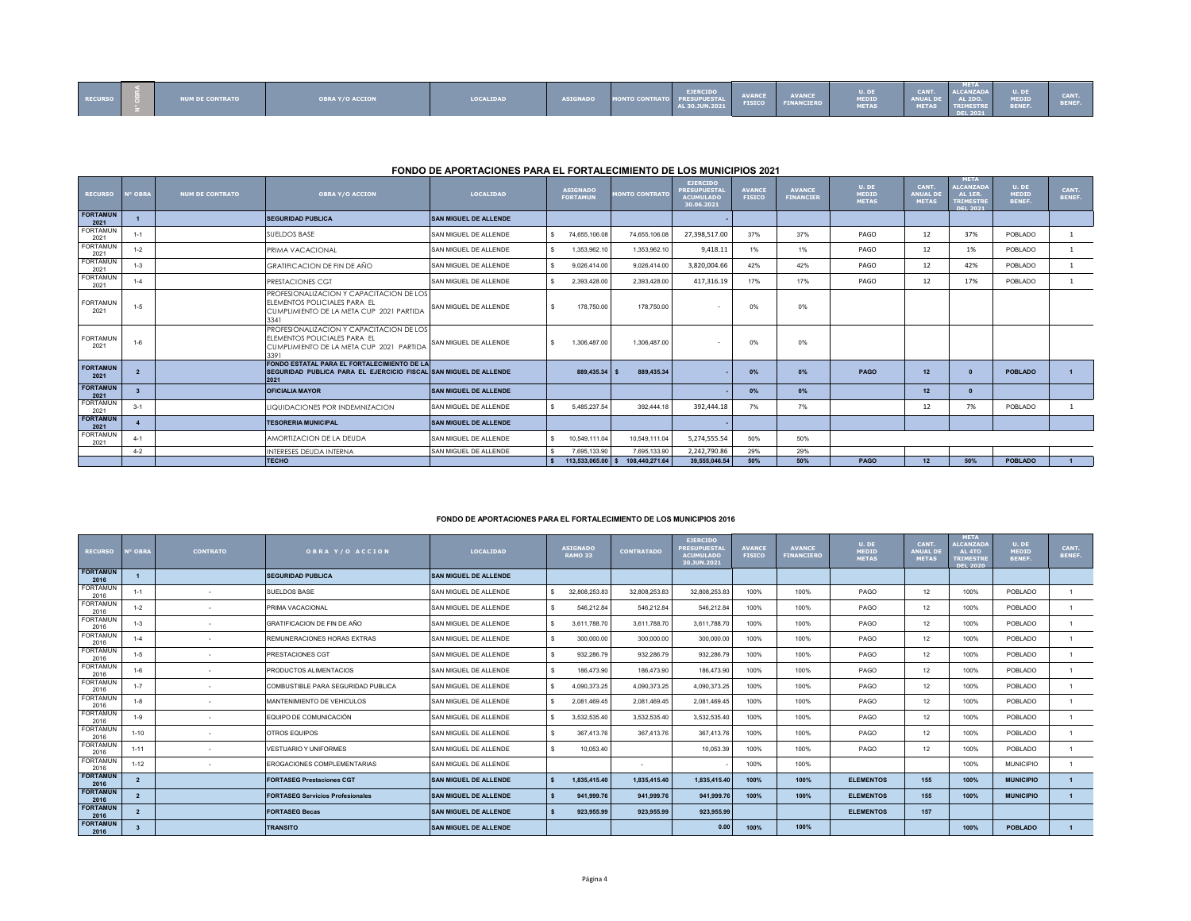| RECURSO | N° OBRA | NUM DE CONTRATO | OBRA Y/O ACCION | LOCALIDAD | ASIGNADO | MONTO CONTRATO | EJERCIDO PRESUPUESTAL AL 30.JUN.2021 | AVANCE FISICO | AVANCE FINANCIERO | U. DE MEDID METAS | CANT. ANUAL DE METAS | META ALCANZADA AL 2DO. TRIMESTRE DEL 2021 | U. DE MEDID BENEF. | CANT. BENEF. |
|---|---|---|---|---|---|---|---|---|---|---|---|---|---|---|

## FONDO DE APORTACIONES PARA EL FORTALECIMIENTO DE LOS MUNICIPIOS 2021

| RECURSO | Nº OBRA | NUM DE CONTRATO | OBRA Y/O ACCION | LOCALIDAD | ASIGNADO FORTAMUN | MONTO CONTRATO | EJERCIDO PRESUPUESTAL ACUMULADO 30.06.2021 | AVANCE FISICO | AVANCE FINANCIER | U. DE MEDID METAS | CANT. ANUAL DE METAS | META ALCANZADA AL 1ER. TRIMESTRE DEL 2021 | U. DE MEDID BENEF. | CANT. BENEF. |
|---|---|---|---|---|---|---|---|---|---|---|---|---|---|---|
| **FORTAMUN 2021** | **1** | | **SEGURIDAD PUBLICA** | **SAN MIGUEL DE ALLENDE** | | | **-** | | | | | | | |
| FORTAMUN 2021 | 1-1 | | SUELDOS BASE | SAN MIGUEL DE ALLENDE | $ 74,655,106.08 | 74,655,106.08 | 27,398,517.00 | 37% | 37% | PAGO | 12 | 37% | POBLADO | 1 |
| FORTAMUN 2021 | 1-2 | | PRIMA VACACIONAL | SAN MIGUEL DE ALLENDE | $ 1,353,962.10 | 1,353,962.10 | 9,418.11 | 1% | 1% | PAGO | 12 | 1% | POBLADO | 1 |
| FORTAMUN 2021 | 1-3 | | GRATIFICACION DE FIN DE AÑO | SAN MIGUEL DE ALLENDE | $ 9,026,414.00 | 9,026,414.00 | 3,820,004.66 | 42% | 42% | PAGO | 12 | 42% | POBLADO | 1 |
| FORTAMUN 2021 | 1-4 | | PRESTACIONES CGT | SAN MIGUEL DE ALLENDE | $ 2,393,428.00 | 2,393,428.00 | 417,316.19 | 17% | 17% | PAGO | 12 | 17% | POBLADO | 1 |
| FORTAMUN 2021 | 1-5 | | PROFESIONALIZACION Y CAPACITACION DE LOS ELEMENTOS POLICIALES PARA EL CUMPLIMIENTO DE LA META CUP 2021 PARTIDA 3341 | SAN MIGUEL DE ALLENDE | $ 178,750.00 | 178,750.00 | - | 0% | 0% | | | | | |
| FORTAMUN 2021 | 1-6 | | PROFESIONALIZACION Y CAPACITACION DE LOS ELEMENTOS POLICIALES PARA EL CUMPLIMIENTO DE LA META CUP 2021 PARTIDA 3391 | SAN MIGUEL DE ALLENDE | $ 1,306,487.00 | 1,306,487.00 | - | 0% | 0% | | | | | |
| **FORTAMUN 2021** | **2** | | **FONDO ESTATAL PARA EL FORTALECIMIENTO DE LA SEGURIDAD PUBLICA PARA EL EJERCICIO FISCAL 2021** | **SAN MIGUEL DE ALLENDE** | **889,435.34** | **$ 889,435.34** | **-** | **0%** | **0%** | **PAGO** | **12** | **0** | **POBLADO** | **1** |
| **FORTAMUN 2021** | **3** | | **OFICIALIA MAYOR** | **SAN MIGUEL DE ALLENDE** | | | **-** | **0%** | **0%** | | **12** | **0** | | |
| FORTAMUN 2021 | 3-1 | | LIQUIDACIONES POR INDEMNIZACION | SAN MIGUEL DE ALLENDE | $ 5,485,237.54 | 392,444.18 | 392,444.18 | 7% | 7% | | 12 | 7% | POBLADO | 1 |
| **FORTAMUN 2021** | **4** | | **TESORERIA MUNICIPAL** | **SAN MIGUEL DE ALLENDE** | | | **-** | | | | | | | |
| FORTAMUN 2021 | 4-1 | | AMORTIZACION DE LA DEUDA | SAN MIGUEL DE ALLENDE | $ 10,549,111.04 | 10,549,111.04 | 5,274,555.54 | 50% | 50% | | | | | |
| | 4-2 | | INTERESES DEUDA INTERNA | SAN MIGUEL DE ALLENDE | $ 7,695,133.90 | 7,695,133.90 | 2,242,790.86 | 29% | 29% | | | | | |
| | | | **TECHO** | | **$ 113,533,065.00** | **$ 108,440,271.64** | **39,555,046.54** | **50%** | **50%** | **PAGO** | **12** | **50%** | **POBLADO** | **1** |

## FONDO DE APORTACIONES PARA EL FORTALECIMIENTO DE LOS MUNICIPIOS 2016

| RECURSO | Nº OBRA | CONTRATO | OBRA Y/O ACCION | LOCALIDAD | ASIGNADO RAMO 33 | CONTRATADO | EJERCIDO PRESUPUESTAL ACUMULADO 30.JUN.2021 | AVANCE FISICO | AVANCE FINANCIERO | U. DE MEDID METAS | CANT. ANUAL DE METAS | META ALCANZADA AL 4TO TRIMESTRE DEL 2020 | U. DE MEDID BENEF. | CANT. BENEF. |
|---|---|---|---|---|---|---|---|---|---|---|---|---|---|---|
| **FORTAMUN 2016** | **1** | | **SEGURIDAD PUBLICA** | **SAN MIGUEL DE ALLENDE** | | | | | | | | | | |
| FORTAMUN 2016 | 1-1 | - | SUELDOS BASE | SAN MIGUEL DE ALLENDE | $ 32,808,253.83 | 32,808,253.83 | 32,808,253.83 | 100% | 100% | PAGO | 12 | 100% | POBLADO | 1 |
| FORTAMUN 2016 | 1-2 | - | PRIMA VACACIONAL | SAN MIGUEL DE ALLENDE | $ 546,212.84 | 546,212.84 | 546,212.84 | 100% | 100% | PAGO | 12 | 100% | POBLADO | 1 |
| FORTAMUN 2016 | 1-3 | - | GRATIFICACION DE FIN DE AÑO | SAN MIGUEL DE ALLENDE | $ 3,611,788.70 | 3,611,788.70 | 3,611,788.70 | 100% | 100% | PAGO | 12 | 100% | POBLADO | 1 |
| FORTAMUN 2016 | 1-4 | - | REMUNERACIONES HORAS EXTRAS | SAN MIGUEL DE ALLENDE | $ 300,000.00 | 300,000.00 | 300,000.00 | 100% | 100% | PAGO | 12 | 100% | POBLADO | 1 |
| FORTAMUN 2016 | 1-5 | - | PRESTACIONES CGT | SAN MIGUEL DE ALLENDE | $ 932,286.79 | 932,286.79 | 932,286.79 | 100% | 100% | PAGO | 12 | 100% | POBLADO | 1 |
| FORTAMUN 2016 | 1-6 | - | PRODUCTOS ALIMENTACIOS | SAN MIGUEL DE ALLENDE | $ 186,473.90 | 186,473.90 | 186,473.90 | 100% | 100% | PAGO | 12 | 100% | POBLADO | 1 |
| FORTAMUN 2016 | 1-7 | - | COMBUSTIBLE PARA SEGURIDAD PUBLICA | SAN MIGUEL DE ALLENDE | $ 4,090,373.25 | 4,090,373.25 | 4,090,373.25 | 100% | 100% | PAGO | 12 | 100% | POBLADO | 1 |
| FORTAMUN 2016 | 1-8 | - | MANTENIMIENTO DE VEHICULOS | SAN MIGUEL DE ALLENDE | $ 2,081,469.45 | 2,081,469.45 | 2,081,469.45 | 100% | 100% | PAGO | 12 | 100% | POBLADO | 1 |
| FORTAMUN 2016 | 1-9 | - | EQUIPO DE COMUNICACIÓN | SAN MIGUEL DE ALLENDE | $ 3,532,535.40 | 3,532,535.40 | 3,532,535.40 | 100% | 100% | PAGO | 12 | 100% | POBLADO | 1 |
| FORTAMUN 2016 | 1-10 | - | OTROS EQUIPOS | SAN MIGUEL DE ALLENDE | $ 367,413.76 | 367,413.76 | 367,413.76 | 100% | 100% | PAGO | 12 | 100% | POBLADO | 1 |
| FORTAMUN 2016 | 1-11 | - | VESTUARIO Y UNIFORMES | SAN MIGUEL DE ALLENDE | $ 10,053.40 | | 10,053.39 | 100% | 100% | PAGO | 12 | 100% | POBLADO | 1 |
| FORTAMUN 2016 | 1-12 | - | EROGACIONES COMPLEMENTARIAS | SAN MIGUEL DE ALLENDE | | - | - | 100% | 100% | | | 100% | MUNICIPIO | 1 |
| **FORTAMUN 2016** | **2** | | **FORTASEG Prestaciones CGT** | **SAN MIGUEL DE ALLENDE** | **$ 1,835,415.40** | **1,835,415.40** | **1,835,415.40** | **100%** | **100%** | **ELEMENTOS** | **155** | **100%** | **MUNICIPIO** | **1** |
| **FORTAMUN 2016** | **2** | | **FORTASEG Servicios Profesionales** | **SAN MIGUEL DE ALLENDE** | **$ 941,999.76** | **941,999.76** | **941,999.76** | **100%** | **100%** | **ELEMENTOS** | **155** | **100%** | **MUNICIPIO** | **1** |
| **FORTAMUN 2016** | **2** | | **FORTASEG Becas** | **SAN MIGUEL DE ALLENDE** | **$ 923,955.99** | **923,955.99** | **923,955.99** | | | **ELEMENTOS** | **157** | | | |
| **FORTAMUN 2016** | **3** | | **TRANSITO** | **SAN MIGUEL DE ALLENDE** | | | **0.00** | **100%** | **100%** | | | **100%** | **POBLADO** | **1** |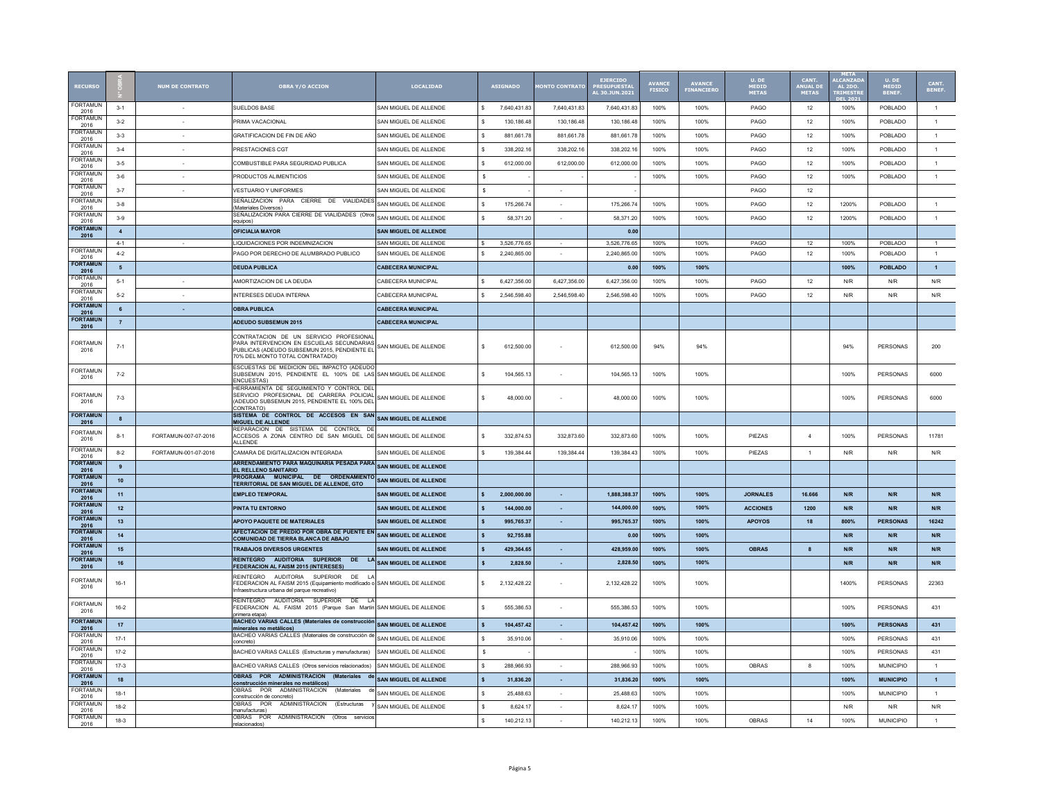| RECURSO | N° OBRA | NUM DE CONTRATO | OBRA Y/O ACCION | LOCALIDAD | ASIGNADO | MONTO CONTRATO | EJERCIDO PRESUPUESTAL AL 30.JUN.2021 | AVANCE FISICO | AVANCE FINANCIERO | U. DE MEDID METAS | CANT. ANUAL DE METAS | META ALCANZADA AL 2DO. TRIMESTRE DEL 2021 | U. DE MEDID BENEF. | CANT. BENEF. |
|---|---|---|---|---|---|---|---|---|---|---|---|---|---|---|
| FORTAMUN 2016 | 3-1 | - | SUELDOS BASE | SAN MIGUEL DE ALLENDE | $ 7,640,431.83 | 7,640,431.83 | 7,640,431.83 | 100% | 100% | PAGO | 12 | 100% | POBLADO | 1 |
| FORTAMUN 2016 | 3-2 | - | PRIMA VACACIONAL | SAN MIGUEL DE ALLENDE | $ 130,186.48 | 130,186.48 | 130,186.48 | 100% | 100% | PAGO | 12 | 100% | POBLADO | 1 |
| FORTAMUN 2016 | 3-3 | - | GRATIFICACION DE FIN DE AÑO | SAN MIGUEL DE ALLENDE | $ 881,661.78 | 881,661.78 | 881,661.78 | 100% | 100% | PAGO | 12 | 100% | POBLADO | 1 |
| FORTAMUN 2016 | 3-4 | - | PRESTACIONES CGT | SAN MIGUEL DE ALLENDE | $ 338,202.16 | 338,202.16 | 338,202.16 | 100% | 100% | PAGO | 12 | 100% | POBLADO | 1 |
| FORTAMUN 2016 | 3-5 | - | COMBUSTIBLE PARA SEGURIDAD PUBLICA | SAN MIGUEL DE ALLENDE | $ 612,000.00 | 612,000.00 | 612,000.00 | 100% | 100% | PAGO | 12 | 100% | POBLADO | 1 |
| FORTAMUN 2016 | 3-6 | - | PRODUCTOS ALIMENTICIOS | SAN MIGUEL DE ALLENDE | $ - | - | - | 100% | 100% | PAGO | 12 | 100% | POBLADO | 1 |
| FORTAMUN 2016 | 3-7 | - | VESTUARIO Y UNIFORMES | SAN MIGUEL DE ALLENDE | $ - | - | - | | | PAGO | 12 | | | |
| FORTAMUN 2016 | 3-8 | | SEÑALIZACION PARA CIERRE DE VIALIDADES (Materiales Diversos) | SAN MIGUEL DE ALLENDE | $ 175,266.74 | - | 175,266.74 | 100% | 100% | PAGO | 12 | 1200% | POBLADO | 1 |
| FORTAMUN 2016 | 3-9 | | SEÑALIZACION PARA CIERRE DE VIALIDADES (Otros equipos) | SAN MIGUEL DE ALLENDE | $ 58,371.20 | - | 58,371.20 | 100% | 100% | PAGO | 12 | 1200% | POBLADO | 1 |
| **FORTAMUN 2016** | **4** | | **OFICIALIA MAYOR** | **SAN MIGUEL DE ALLENDE** | | | **0.00** | | | | | | | |
| | 4-1 | - | LIQUIDACIONES POR INDEMNIZACION | SAN MIGUEL DE ALLENDE | $ 3,526,776.65 | - | 3,526,776.65 | 100% | 100% | PAGO | 12 | 100% | POBLADO | 1 |
| FORTAMUN 2016 | 4-2 | | PAGO POR DERECHO DE ALUMBRADO PUBLICO | SAN MIGUEL DE ALLENDE | $ 2,240,865.00 | - | 2,240,865.00 | 100% | 100% | PAGO | 12 | 100% | POBLADO | 1 |
| **FORTAMUN 2016** | **5** | | **DEUDA PUBLICA** | **CABECERA MUNICIPAL** | | | **0.00** | **100%** | **100%** | | | **100%** | **POBLADO** | **1** |
| FORTAMUN 2016 | 5-1 | - | AMORTIZACION DE LA DEUDA | CABECERA MUNICIPAL | $ 6,427,356.00 | 6,427,356.00 | 6,427,356.00 | 100% | 100% | PAGO | 12 | N/R | N/R | N/R |
| FORTAMUN 2016 | 5-2 | - | INTERESES DEUDA INTERNA | CABECERA MUNICIPAL | $ 2,546,598.40 | 2,546,598.40 | 2,546,598.40 | 100% | 100% | PAGO | 12 | N/R | N/R | N/R |
| **FORTAMUN 2016** | **6** | **-** | **OBRA PUBLICA** | **CABECERA MUNICIPAL** | | | | | | | | | | |
| **FORTAMUN 2016** | **7** | | **ADEUDO SUBSEMUN 2015** | **CABECERA MUNICIPAL** | | | | | | | | | | |
| FORTAMUN 2016 | 7-1 | | CONTRATACION DE UN SERVICIO PROFESIONAL PARA INTERVENCION EN ESCUELAS SECUNDARIAS PUBLICAS (ADEUDO SUBSEMUN 2015, PENDIENTE EL 70% DEL MONTO TOTAL CONTRATADO) | SAN MIGUEL DE ALLENDE | $ 612,500.00 | - | 612,500.00 | 94% | 94% | | | 94% | PERSONAS | 200 |
| FORTAMUN 2016 | 7-2 | | ESCUESTAS DE MEDICION DEL IMPACTO (ADEUDO SUBSEMUN 2015, PENDIENTE EL 100% DE LAS ENCUESTAS) | SAN MIGUEL DE ALLENDE | $ 104,565.13 | - | 104,565.13 | 100% | 100% | | | 100% | PERSONAS | 6000 |
| FORTAMUN 2016 | 7-3 | | HERRAMIENTA DE SEGUIMIENTO Y CONTROL DEL SERVICIO PROFESIONAL DE CARRERA POLICIAL (ADEUDO SUBSEMUN 2015, PENDIENTE EL 100% DEL CONTRATO) | SAN MIGUEL DE ALLENDE | $ 48,000.00 | - | 48,000.00 | 100% | 100% | | | 100% | PERSONAS | 6000 |
| **FORTAMUN 2016** | **8** | | **SISTEMA DE CONTROL DE ACCESOS EN SAN MIGUEL DE ALLENDE** | **SAN MIGUEL DE ALLENDE** | | | | | | | | | | |
| FORTAMUN 2016 | 8-1 | FORTAMUN-007-07-2016 | REPARACION DE SISTEMA DE CONTROL DE ACCESOS A ZONA CENTRO DE SAN MIGUEL DE ALLENDE | SAN MIGUEL DE ALLENDE | $ 332,874.53 | 332,873.60 | 332,873.60 | 100% | 100% | PIEZAS | 4 | 100% | PERSONAS | 11781 |
| FORTAMUN 2016 | 8-2 | FORTAMUN-001-07-2016 | CAMARA DE DIGITALIZACION INTEGRADA | SAN MIGUEL DE ALLENDE | $ 139,384.44 | 139,384.44 | 139,384.43 | 100% | 100% | PIEZAS | 1 | N/R | N/R | N/R |
| **FORTAMUN 2016** | **9** | | **ARRENDAMIENTO PARA MAQUINARIA PESADA PARA EL RELLENO SANITARIO** | **SAN MIGUEL DE ALLENDE** | | | | | | | | | | |
| **FORTAMUN 2016** | **10** | | **PROGRAMA MUNICIPAL DE ORDENAMIENTO TERRITORIAL DE SAN MIGUEL DE ALLENDE, GTO** | **SAN MIGUEL DE ALLENDE** | | | | | | | | | | |
| **FORTAMUN 2016** | **11** | | **EMPLEO TEMPORAL** | **SAN MIGUEL DE ALLENDE** | **$ 2,000,000.00** | **-** | **1,888,388.37** | **100%** | **100%** | **JORNALES** | **16.666** | **N/R** | **N/R** | **N/R** |
| **FORTAMUN 2016** | **12** | | **PINTA TU ENTORNO** | **SAN MIGUEL DE ALLENDE** | **$ 144,000.00** | **-** | **144,000.00** | **100%** | **100%** | **ACCIONES** | **1200** | **N/R** | **N/R** | **N/R** |
| **FORTAMUN 2016** | **13** | | **APOYO PAQUETE DE MATERIALES** | **SAN MIGUEL DE ALLENDE** | **$ 995,765.37** | **-** | **995,765.37** | **100%** | **100%** | **APOYOS** | **18** | **800%** | **PERSONAS** | **16242** |
| **FORTAMUN 2016** | **14** | | **AFECTACION DE PREDIO POR OBRA DE PUENTE EN COMUNIDAD DE TIERRA BLANCA DE ABAJO** | **SAN MIGUEL DE ALLENDE** | **$ 92,755.88** | | **0.00** | **100%** | **100%** | | | **N/R** | **N/R** | **N/R** |
| **FORTAMUN 2016** | **15** | | **TRABAJOS DIVERSOS URGENTES** | **SAN MIGUEL DE ALLENDE** | **$ 429,364.65** | **-** | **428,959.00** | **100%** | **100%** | **OBRAS** | **8** | **N/R** | **N/R** | **N/R** |
| **FORTAMUN 2016** | **16** | | **REINTEGRO AUDITORIA SUPERIOR DE LA FEDERACION AL FAISM 2015 (INTERESES)** | **SAN MIGUEL DE ALLENDE** | **$ 2,828.50** | **-** | **2,828.50** | **100%** | **100%** | | | **N/R** | **N/R** | **N/R** |
| FORTAMUN 2016 | 16-1 | | REINTEGRO AUDITORIA SUPERIOR DE LA FEDERACION AL FAISM 2015 (Equipamiento modificado o Infraestructura urbana del parque recreativo) | SAN MIGUEL DE ALLENDE | $ 2,132,428.22 | - | 2,132,428.22 | 100% | 100% | | | 1400% | PERSONAS | 22363 |
| FORTAMUN 2016 | 16-2 | | REINTEGRO AUDITORIA SUPERIOR DE LA FEDERACION AL FAISM 2015 (Parque San Martín primera etapa) | SAN MIGUEL DE ALLENDE | $ 555,386.53 | - | 555,386.53 | 100% | 100% | | | 100% | PERSONAS | 431 |
| **FORTAMUN 2016** | **17** | | **BACHEO VARIAS CALLES (Materiales de construcción minerales no metálicos)** | **SAN MIGUEL DE ALLENDE** | **$ 104,457.42** | **-** | **104,457.42** | **100%** | **100%** | | | **100%** | **PERSONAS** | **431** |
| FORTAMUN 2016 | 17-1 | | BACHEO VARIAS CALLES (Materiales de construcción de concreto) | SAN MIGUEL DE ALLENDE | $ 35,910.06 | - | 35,910.06 | 100% | 100% | | | 100% | PERSONAS | 431 |
| FORTAMUN 2016 | 17-2 | | BACHEO VARIAS CALLES (Estructuras y manufacturas) | SAN MIGUEL DE ALLENDE | $ - | | - | 100% | 100% | | | 100% | PERSONAS | 431 |
| FORTAMUN 2016 | 17-3 | | BACHEO VARIAS CALLES (Otros servicios relacionados) | SAN MIGUEL DE ALLENDE | $ 288,966.93 | - | 288,966.93 | 100% | 100% | OBRAS | 8 | 100% | MUNICIPIO | 1 |
| **FORTAMUN 2016** | **18** | | **OBRAS POR ADMINISTRACION (Materiales de construcción minerales no metálicos)** | **SAN MIGUEL DE ALLENDE** | **$ 31,836.20** | **-** | **31,836.20** | **100%** | **100%** | | | **100%** | **MUNICIPIO** | **1** |
| FORTAMUN 2016 | 18-1 | | OBRAS POR ADMINISTRACION (Materiales de construcción de concreto) | SAN MIGUEL DE ALLENDE | $ 25,488.63 | - | 25,488.63 | 100% | 100% | | | 100% | MUNICIPIO | 1 |
| FORTAMUN 2016 | 18-2 | | OBRAS POR ADMINISTRACION (Estructuras y manufacturas) | SAN MIGUEL DE ALLENDE | $ 8,624.17 | - | 8,624.17 | 100% | 100% | | | N/R | N/R | N/R |
| FORTAMUN 2016 | 18-3 | | OBRAS POR ADMINISTRACION (Otros servicios relacionados) | | $ 140,212.13 | - | 140,212.13 | 100% | 100% | OBRAS | 14 | 100% | MUNICIPIO | 1 |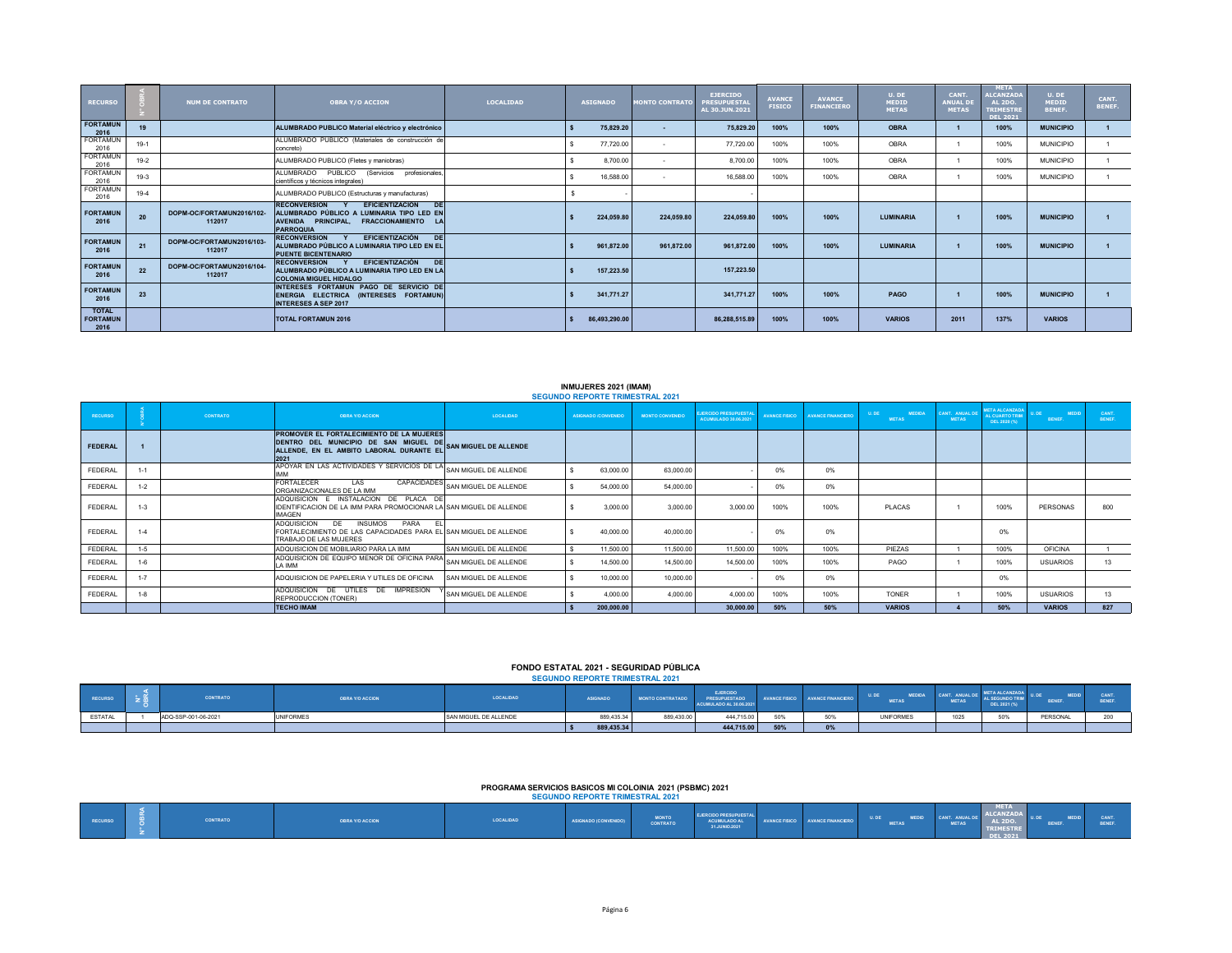| RECURSO | N° OBRA | NUM DE CONTRATO | OBRA Y/O ACCION | LOCALIDAD | ASIGNADO | MONTO CONTRATO | EJERCIDO PRESUPUESTAL AL 30.JUN.2021 | AVANCE FISICO | AVANCE FINANCIERO | U. DE MEDID METAS | CANT. ANUAL DE METAS | META ALCANZADA AL 2DO. TRIMESTRE DEL 2021 | U. DE MEDID BENEF. | CANT. BENEF. |
|---|---|---|---|---|---|---|---|---|---|---|---|---|---|---|
| **FORTAMUN 2016** | **19** | | **ALUMBRADO PUBLICO Material eléctrico y electrónico** | | **$ 75,829.20** | **-** | **75,829.20** | **100%** | **100%** | **OBRA** | **1** | **100%** | **MUNICIPIO** | **1** |
| FORTAMUN 2016 | 19-1 | | ALUMBRADO PUBLICO (Materiales de construcción de concreto) | | $ 77,720.00 | - | 77,720.00 | 100% | 100% | OBRA | 1 | 100% | MUNICIPIO | 1 |
| FORTAMUN 2016 | 19-2 | | ALUMBRADO PUBLICO (Fletes y maniobras) | | $ 8,700.00 | - | 8,700.00 | 100% | 100% | OBRA | 1 | 100% | MUNICIPIO | 1 |
| FORTAMUN 2016 | 19-3 | | ALUMBRADO PUBLICO (Servicios profesionales, científicos y técnicos integrales) | | $ 16,588.00 | - | 16,588.00 | 100% | 100% | OBRA | 1 | 100% | MUNICIPIO | 1 |
| FORTAMUN 2016 | 19-4 | | ALUMBRADO PUBLICO (Estructuras y manufacturas) | | $ - | | - | | | | | | | |
| **FORTAMUN 2016** | **20** | **DOPM-OC/FORTAMUN2016/102-112017** | **RECONVERSION Y EFICIENTIZACION DE ALUMBRADO PÚBLICO A LUMINARIA TIPO LED EN AVENIDA PRINCIPAL, FRACCIONAMIENTO LA PARROQUIA** | | **$ 224,059.80** | **224,059.80** | **224,059.80** | **100%** | **100%** | **LUMINARIA** | **1** | **100%** | **MUNICIPIO** | **1** |
| **FORTAMUN 2016** | **21** | **DOPM-OC/FORTAMUN2016/103-112017** | **RECONVERSION Y EFICIENTIZACIÓN DE ALUMBRADO PÚBLICO A LUMINARIA TIPO LED EN EL PUENTE BICENTENARIO** | | **$ 961,872.00** | **961,872.00** | **961,872.00** | **100%** | **100%** | **LUMINARIA** | **1** | **100%** | **MUNICIPIO** | **1** |
| **FORTAMUN 2016** | **22** | **DOPM-OC/FORTAMUN2016/104-112017** | **RECONVERSION Y EFICIENTIZACIÓN DE ALUMBRADO PÚBLICO A LUMINARIA TIPO LED EN LA COLONIA MIGUEL HIDALGO** | | **$ 157,223.50** | | **157,223.50** | | | | | | | |
| **FORTAMUN 2016** | **23** | | **INTERESES FORTAMUN PAGO DE SERVICIO DE ENERGIA ELECTRICA (INTERESES FORTAMUN) INTERESES A SEP 2017** | | **$ 341,771.27** | | **341,771.27** | **100%** | **100%** | **PAGO** | **1** | **100%** | **MUNICIPIO** | **1** |
| **TOTAL FORTAMUN 2016** | | | **TOTAL FORTAMUN 2016** | | **$ 86,493,290.00** | | **86,288,515.89** | **100%** | **100%** | **VARIOS** | **2011** | **137%** | **VARIOS** | |

## INMUJERES 2021 (IMAM)
### SEGUNDO REPORTE TRIMESTRAL 2021

| RECURSO | N° OBRA | CONTRATO | OBRA Y/O ACCION | LOCALIDAD | ASIGNADO /CONVENIDO | MONTO CONVENIDO | EJERCIDO PRESUPUESTAL ACUMULADO 30.06.2021 | AVANCE FISICO | AVANCE FINANCIERO | U. DE MEDIDA METAS | CANT. ANUAL DE METAS | META ALCANZADA AL CUARTO TRIM DEL 2020 (%) | U. DE MEDID BENEF. | CANT. BENEF. |
|---|---|---|---|---|---|---|---|---|---|---|---|---|---|---|
| **FEDERAL** | **1** | | **PROMOVER EL FORTALECIMIENTO DE LA MUJERES DENTRO DEL MUNICIPIO DE SAN MIGUEL DE ALLENDE, EN EL AMBITO LABORAL DURANTE EL 2021** | **SAN MIGUEL DE ALLENDE** | | | | | | | | | | |
| FEDERAL | 1-1 | | APOYAR EN LAS ACTIVIDADES Y SERVICIOS DE LA IMM | SAN MIGUEL DE ALLENDE | $ 63,000.00 | 63,000.00 | - | 0% | 0% | | | | | |
| FEDERAL | 1-2 | | FORTALECER LAS CAPACIDADES ORGANIZACIONALES DE LA IMM | SAN MIGUEL DE ALLENDE | $ 54,000.00 | 54,000.00 | - | 0% | 0% | | | | | |
| FEDERAL | 1-3 | | ADQUISICION E INSTALACION DE PLACA DE IDENTIFICACION DE LA IMM PARA PROMOCIONAR LA IMAGEN | SAN MIGUEL DE ALLENDE | $ 3,000.00 | 3,000.00 | 3,000.00 | 100% | 100% | PLACAS | 1 | 100% | PERSONAS | 800 |
| FEDERAL | 1-4 | | ADQUISICION DE INSUMOS PARA EL FORTALECIMIENTO DE LAS CAPACIDADES PARA EL TRABAJO DE LAS MUJERES | SAN MIGUEL DE ALLENDE | $ 40,000.00 | 40,000.00 | - | 0% | 0% | | | 0% | | |
| FEDERAL | 1-5 | | ADQUISICION DE MOBILIARIO PARA LA IMM | SAN MIGUEL DE ALLENDE | $ 11,500.00 | 11,500.00 | 11,500.00 | 100% | 100% | PIEZAS | 1 | 100% | OFICINA | 1 |
| FEDERAL | 1-6 | | ADQUISICION DE EQUIPO MENOR DE OFICINA PARA LA IMM | SAN MIGUEL DE ALLENDE | $ 14,500.00 | 14,500.00 | 14,500.00 | 100% | 100% | PAGO | 1 | 100% | USUARIOS | 13 |
| FEDERAL | 1-7 | | ADQUISICION DE PAPELERIA Y UTILES DE OFICINA | SAN MIGUEL DE ALLENDE | $ 10,000.00 | 10,000.00 | - | 0% | 0% | | | 0% | | |
| FEDERAL | 1-8 | | ADQUISICION DE UTILES DE IMPRESIÓN Y REPRODUCCION (TONER) | SAN MIGUEL DE ALLENDE | $ 4,000.00 | 4,000.00 | 4,000.00 | 100% | 100% | TONER | 1 | 100% | USUARIOS | 13 |
| | | | **TECHO IMAM** | | **$ 200,000.00** | | **30,000.00** | **50%** | **50%** | **VARIOS** | **4** | **50%** | **VARIOS** | **827** |

## FONDO ESTATAL 2021 - SEGURIDAD PÚBLICA
### SEGUNDO REPORTE TRIMESTRAL 2021

| RECURSO | N° OBRA | CONTRATO | OBRA Y/O ACCION | LOCALIDAD | ASIGNADO | MONTO CONTRATADO | EJERCIDO PRESUPUESTADO ACUMULADO AL 30.06.2021 | AVANCE FISICO | AVANCE FINANCIERO | U. DE MEDIDA METAS | CANT. ANUAL DE METAS | META ALCANZADA AL SEGUNDO TRIM DEL 2021 (%) | U. DE MEDID BENEF. | CANT. BENEF. |
|---|---|---|---|---|---|---|---|---|---|---|---|---|---|---|
| ESTATAL | 1 | ADQ-SSP-001-06-2021 | UNIFORMES | SAN MIGUEL DE ALLENDE | 889,435.34 | 889,430.00 | 444,715.00 | 50% | 50% | UNIFORMES | 1025 | 50% | PERSONAL | 200 |
| | | | | | **$ 889,435.34** | | **444,715.00** | **50%** | **0%** | | | | | |

## PROGRAMA SERVICIOS BASICOS MI COLOINIA 2021 (PSBMC) 2021
### SEGUNDO REPORTE TRIMESTRAL 2021

| RECURSO | N° OBRA | CONTRATO | OBRA Y/O ACCION | LOCALIDAD | ASIGNADO (CONVENIDO) | MONTO CONTRATO | EJERCIDO PRESUPUESTAL ACUMULADO AL 31.JUNIO.2021 | AVANCE FISICO | AVANCE FINANCIERO | U. DE MEDID METAS | CANT. ANUAL DE METAS | META ALCANZADA AL 2DO. TRIMESTRE DEL 2021 | U. DE MEDID BENEF. | CANT. BENEF. |
|---|---|---|---|---|---|---|---|---|---|---|---|---|---|---|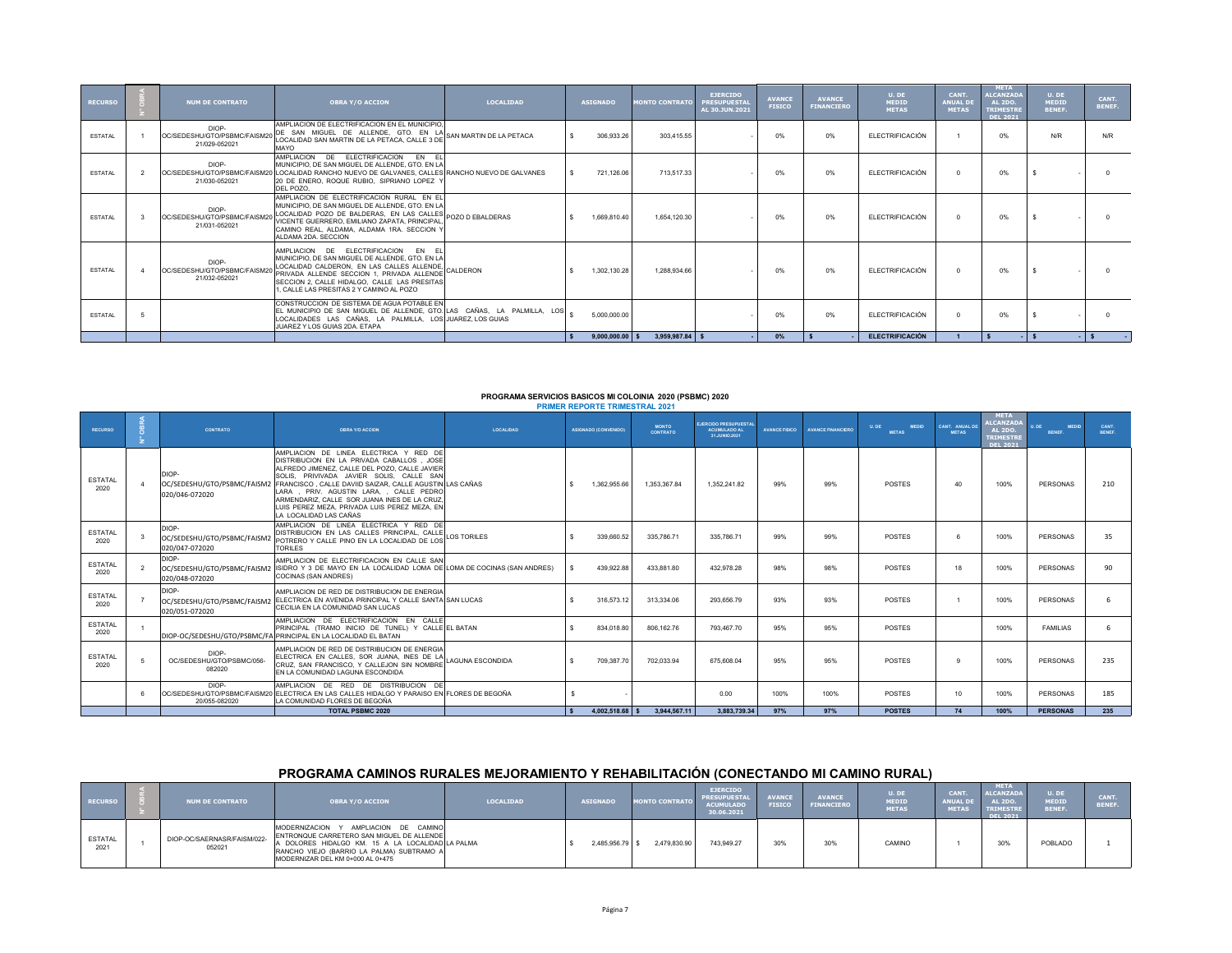| RECURSO | N° OBRA | NUM DE CONTRATO | OBRA Y/O ACCION | LOCALIDAD | ASIGNADO | MONTO CONTRATO | EJERCIDO PRESUPUESTAL AL 30.JUN.2021 | AVANCE FISICO | AVANCE FINANCIERO | U. DE MEDID METAS | CANT. ANUAL DE METAS | META ALCANZADA AL 2DO. TRIMESTRE DEL 2021 | U. DE MEDID BENEF. | CANT. BENEF. |
|---|---|---|---|---|---|---|---|---|---|---|---|---|---|---|
| ESTATAL | 1 | DIOP-OC/SEDESHU/GTO/PSBMC/FAISM2021/029-052021 | AMPLIACION DE ELECTRIFICACION EN EL MUNICIPIO, DE SAN MIGUEL DE ALLENDE, GTO. EN LA LOCALIDAD SAN MARTIN DE LA PETACA, CALLE 3 DE MAYO | SAN MARTIN DE LA PETACA | $ 306,933.26 | 303,415.55 | - | 0% | 0% | ELECTRIFICACIÓN | 1 | 0% | N/R | N/R |
| ESTATAL | 2 | DIOP-OC/SEDESHU/GTO/PSBMC/FAISM2021/030-052021 | AMPLIACION DE ELECTRIFICACION EN EL MUNICIPIO, DE SAN MIGUEL DE ALLENDE, GTO. EN LA LOCALIDAD RANCHO NUEVO DE GALVANES, CALLES 20 DE ENERO, ROQUE RUBIO, SIPRIANO LOPEZ Y DEL POZO, | RANCHO NUEVO DE GALVANES | $ 721,126.06 | 713,517.33 | - | 0% | 0% | ELECTRIFICACIÓN | 0 | 0% | $ - | 0 |
| ESTATAL | 3 | DIOP-OC/SEDESHU/GTO/PSBMC/FAISM2021/031-052021 | AMPLIACION DE ELECTRIFICACION RURAL EN EL MUNICIPIO, DE SAN MIGUEL DE ALLENDE, GTO. EN LA LOCALIDAD POZO DE BALDERAS, EN LAS CALLES VICENTE GUERRERO, EMILIANO ZAPATA, PRINCIPAL, CAMINO REAL, ALDAMA, ALDAMA 1RA. SECCION Y ALDAMA 2DA. SECCION | POZO D EBALDERAS | $ 1,669,810.40 | 1,654,120.30 | - | 0% | 0% | ELECTRIFICACIÓN | 0 | 0% | $ - | 0 |
| ESTATAL | 4 | DIOP-OC/SEDESHU/GTO/PSBMC/FAISM2021/032-052021 | AMPLIACION DE ELECTRIFICACION EN EL MUNICIPIO, DE SAN MIGUEL DE ALLENDE, GTO. EN LA LOCALIDAD CALDERON, EN LAS CALLES ALLENDE, PRIVADA ALLENDE SECCION 1, PRIVADA ALLENDE SECCION 2, CALLE HIDALGO, CALLE LAS PRESITAS 1, CALLE LAS PRESITAS 2 Y CAMINO AL POZO | CALDERON | $ 1,302,130.28 | 1,288,934.66 | - | 0% | 0% | ELECTRIFICACIÓN | 0 | 0% | $ - | 0 |
| ESTATAL | 5 | | CONSTRUCCION DE SISTEMA DE AGUA POTABLE EN EL MUNICIPIO DE SAN MIGUEL DE ALLENDE, GTO. LOCALIDADES LAS CAÑAS, LA PALMILLA, LOS JUAREZ Y LOS GUIAS 2DA. ETAPA | LAS CAÑAS, LA PALMILLA, LOS JUAREZ, LOS GUIAS | $ 5,000,000.00 | | - | 0% | 0% | ELECTRIFICACIÓN | 0 | 0% | $ - | 0 |
| | | | | | $ 9,000,000.00 | $ 3,959,987.84 | $ - | 0% | $ - | ELECTRIFICACIÓN | 1 | $ - | $ - | $ - |

**PROGRAMA SERVICIOS BASICOS MI COLOINIA 2020 (PSBMC) 2020**

**PRIMER REPORTE TRIMESTRAL 2021**

| RECURSO | N° OBRA | CONTRATO | OBRA Y/O ACCION | LOCALIDAD | ASIGNADO (CONVENIDO) | MONTO CONTRATO | EJERCIDO PRESUPUESTAL ACUMULADO AL 31.JUNIO.2021 | AVANCE FISICO | AVANCE FINANCIERO | U. DE MEDID METAS | CANT. ANUAL DE METAS | META ALCANZADA AL 2DO. TRIMESTRE DEL 2021 | U. DE MEDID BENEF. | CANT. BENEF. |
|---|---|---|---|---|---|---|---|---|---|---|---|---|---|---|
| ESTATAL 2020 | 4 | DIOP-OC/SEDESHU/GTO/PSBMC/FAISM2020/046-072020 | AMPLIACION DE LINEA ELECTRICA Y RED DE DISTRIBUCION EN LA PRIVADA CABALLOS , JOSE ALFREDO JIMENEZ, CALLE DEL POZO, CALLE JAVIER SOLIS, PRIVIVADA JAVIER SOLIS, CALLE SAN FRANCISCO , CALLE DAVID SAIZAR, CALLE AGUSTIN LARA , PRIV. AGUSTIN LARA, , CALLE PEDRO ARMENDARIZ, CALLE SOR JUANA INES DE LA CRUZ, LUIS PEREZ MEZA, PRIVADA LUIS PEREZ MEZA, EN LA LOCALIDAD LAS CAÑAS | LAS CAÑAS | $ 1,362,955.66 | 1,353,367.84 | 1,352,241.82 | 99% | 99% | POSTES | 40 | 100% | PERSONAS | 210 |
| ESTATAL 2020 | 3 | DIOP-OC/SEDESHU/GTO/PSBMC/FAISM2020/047-072020 | AMPLIACION DE LINEA ELECTRICA Y RED DE DISTRIBUCION EN LAS CALLES PRINCIPAL, CALLE POTRERO Y CALLE PINO EN LA LOCALIDAD DE LOS TORILES | LOS TORILES | $ 339,660.52 | 335,786.71 | 335,786.71 | 99% | 99% | POSTES | 6 | 100% | PERSONAS | 35 |
| ESTATAL 2020 | 2 | DIOP-OC/SEDESHU/GTO/PSBMC/FAISM2020/048-072020 | AMPLIACION DE ELECTRIFICACION EN CALLE SAN ISIDRO Y 3 DE MAYO EN LA LOCALIDAD LOMA DE COCINAS (SAN ANDRES) | LOMA DE COCINAS (SAN ANDRES) | $ 439,922.88 | 433,881.80 | 432,978.28 | 98% | 98% | POSTES | 18 | 100% | PERSONAS | 90 |
| ESTATAL 2020 | 7 | DIOP-OC/SEDESHU/GTO/PSBMC/FAISM2020/051-072020 | AMPLIACION DE RED DE DISTRIBUCION DE ENERGIA ELECTRICA EN AVENIDA PRINCIPAL Y CALLE SANTA CECILIA EN LA COMUNIDAD SAN LUCAS | SAN LUCAS | $ 316,573.12 | 313,334.06 | 293,656.79 | 93% | 93% | POSTES | 1 | 100% | PERSONAS | 6 |
| ESTATAL 2020 | 1 | DIOP-OC/SEDESHU/GTO/PSBMC/FA | AMPLIACION DE ELECTRIFICACION EN CALLE PRINCIPAL (TRAMO INICIO DE TUNEL) Y CALLE PRINCIPAL EN LA LOCALIDAD EL BATAN | EL BATAN | $ 834,018.80 | 806,162.76 | 793,467.70 | 95% | 95% | POSTES | | 100% | FAMILIAS | 6 |
| ESTATAL 2020 | 5 | DIOP-OC/SEDESHU/GTO/PSBMC/056-082020 | AMPLIACION DE RED DE DISTRIBUCION DE ENERGIA ELECTRICA EN CALLES, SOR JUANA, INES DE LA CRUZ, SAN FRANCISCO, Y CALLEJON SIN NOMBRE EN LA COMUNIDAD LAGUNA ESCONDIDA | LAGUNA ESCONDIDA | $ 709,387.70 | 702,033.94 | 675,608.04 | 95% | 95% | POSTES | 9 | 100% | PERSONAS | 235 |
| | 6 | DIOP-OC/SEDESHU/GTO/PSBMC/FAISM2020/055-082020 | AMPLIACION DE RED DE DISTRIBUCION DE ELECTRICA EN LAS CALLES HIDALGO Y PARAISO EN LA COMUNIDAD FLORES DE BEGOÑA | FLORES DE BEGOÑA | $ - | | 0.00 | 100% | 100% | POSTES | 10 | 100% | PERSONAS | 185 |
| | | | TOTAL PSBMC 2020 | | $ 4,002,518.68 | $ 3,944,567.11 | 3,883,739.34 | 97% | 97% | POSTES | 74 | 100% | PERSONAS | 235 |

## PROGRAMA CAMINOS RURALES MEJORAMIENTO Y REHABILITACIÓN (CONECTANDO MI CAMINO RURAL)

| RECURSO | N° OBRA | NUM DE CONTRATO | OBRA Y/O ACCION | LOCALIDAD | ASIGNADO | MONTO CONTRATO | EJERCIDO PRESUPUESTAL ACUMULADO 30.06.2021 | AVANCE FISICO | AVANCE FINANCIERO | U. DE MEDID METAS | CANT. ANUAL DE METAS | META ALCANZADA AL 2DO. TRIMESTRE DEL 2021 | U. DE MEDID BENEF. | CANT. BENEF. |
|---|---|---|---|---|---|---|---|---|---|---|---|---|---|---|
| ESTATAL 2021 | 1 | DIOP-OC/SAERNASR/FAISM/022-052021 | MODERNIZACION Y AMPLIACION DE CAMINO ENTRONQUE CARRETERO SAN MIGUEL DE ALLENDE A DOLORES HIDALGO KM. 15 A LA LOCALIDAD RANCHO VIEJO (BARRIO LA PALMA) SUBTRAMO A MODERNIZAR DEL KM 0+000 AL 0+475 | LA PALMA | $ 2,485,956.79 | $ 2,479,830.90 | 743,949.27 | 30% | 30% | CAMINO | 1 | 30% | POBLADO | 1 |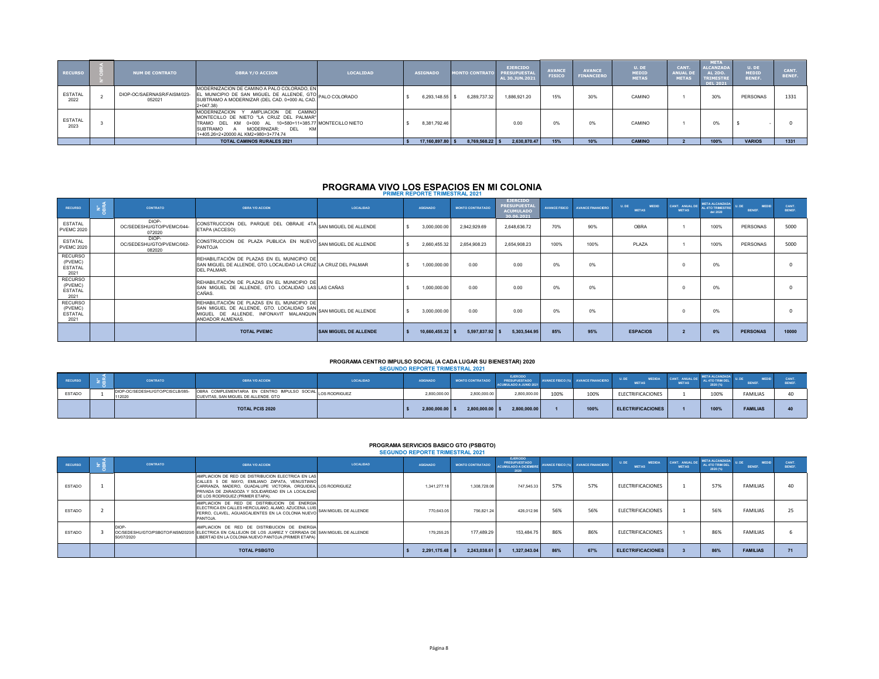| RECURSO | N° OBRA | NUM DE CONTRATO | OBRA Y/O ACCION | LOCALIDAD | ASIGNADO | MONTO CONTRATO | EJERCIDO PRESUPUESTAL AL 30.JUN.2021 | AVANCE FISICO | AVANCE FINANCIERO | U. DE MEDID METAS | CANT. ANUAL DE METAS | META ALCANZADA AL 2DO. TRIMESTRE DEL 2021 | U. DE MEDID BENEF. | CANT. BENEF. |
|---|---|---|---|---|---|---|---|---|---|---|---|---|---|---|
| ESTATAL 2022 | 2 | DIOP-OC/SAERNASR/FAISM/023-052021 | MODERNIZACION DE CAMINO A PALO COLORADO, EN EL MUNICIPIO DE SAN MIGUEL DE ALLENDE, GTO SUBTRAMO A MODERNIZAR (DEL CAD. 0+000 AL CAD. 2+047.38) | PALO COLORADO | $ 6,293,148.55 | $ 6,289,737.32 | 1,886,921.20 | 15% | 30% | CAMINO | 1 | 30% | PERSONAS | 1331 |
| ESTATAL 2023 | 3 | | MODERNIZACION Y AMPLIACION DE CAMINO MONTECILLO DE NIETO "LA CRUZ DEL PALMAR" TRAMO DEL KM 0+000 AL 10+580=11+385.77 SUBTRAMO A MODERNIZAR; DEL KM 1+405.26=2+20000 AL KM2+980=3+774.74 | MONTECILLO NIETO | $ 8,381,792.46 | | 0.00 | 0% | 0% | CAMINO | 1 | 0% | $ - | 0 |
| | | | TOTAL CAMINOS RURALES 2021 | | $ 17,160,897.80 | $ 8,769,568.22 | $ 2,630,870.47 | 15% | 10% | CAMINO | 2 | 100% | VARIOS | 1331 |

# PROGRAMA VIVO LOS ESPACIOS EN MI COLONIA

## PRIMER REPORTE TRIMESTRAL 2021

| RECURSO | N° OBRA | CONTRATO | OBRA Y/O ACCION | LOCALIDAD | ASIGNADO | MONTO CONTRATADO | EJERCIDO PRESUPUESTAL ACUMULADO 30.06.2021 | AVANCE FISICO | AVANCE FINANCIERO | U. DE MEDID METAS | CANT. ANUAL DE METAS | META ALCANZADA AL 4TO TRIMESTRE del 2020 | U. DE MEDID BENEF. | CANT. BENEF. |
|---|---|---|---|---|---|---|---|---|---|---|---|---|---|---|
| ESTATAL PVEMC 2020 | | DIOP-OC/SEDESHU/GTO/PVEMC/044-072020 | CONSTRUCCION DEL PARQUE DEL OBRAJE 4TA ETAPA (ACCESO) | SAN MIGUEL DE ALLENDE | $ 3,000,000.00 | 2,942,929.69 | 2,648,636.72 | 70% | 90% | OBRA | 1 | 100% | PERSONAS | 5000 |
| ESTATAL PVEMC 2020 | | DIOP-OC/SEDESHU/GTO/PVEMC/062-082020 | CONSTRUCCION DE PLAZA PUBLICA EN NUEVO PANTOJA | SAN MIGUEL DE ALLENDE | $ 2,660,455.32 | 2,654,908.23 | 2,654,908.23 | 100% | 100% | PLAZA | 1 | 100% | PERSONAS | 5000 |
| RECURSO (PVEMC) ESTATAL 2021 | | | REHABILITACIÓN DE PLAZAS EN EL MUNICIPIO DE SAN MIGUEL DE ALLENDE, GTO. LOCALIDAD LA CRUZ DEL PALMAR. | LA CRUZ DEL PALMAR | $ 1,000,000.00 | 0.00 | 0.00 | 0% | 0% | | 0 | 0% | | 0 |
| RECURSO (PVEMC) ESTATAL 2021 | | | REHABILITACIÓN DE PLAZAS EN EL MUNICIPIO DE SAN MIGUEL DE ALLENDE, GTO. LOCALIDAD LAS CAÑAS. | LAS CAÑAS | $ 1,000,000.00 | 0.00 | 0.00 | 0% | 0% | | 0 | 0% | | 0 |
| RECURSO (PVEMC) ESTATAL 2021 | | | REHABILITACIÓN DE PLAZAS EN EL MUNICIPIO DE SAN MIGUEL DE ALLENDE, GTO. LOCALIDAD SAN MIGUEL DE ALLENDE, INFONAVIT MALANQUIN ANDADOR ALMENAS. | SAN MIGUEL DE ALLENDE | $ 3,000,000.00 | 0.00 | 0.00 | 0% | 0% | | 0 | 0% | | 0 |
| | | | TOTAL PVEMC | SAN MIGUEL DE ALLENDE | $ 10,660,455.32 | $ 5,597,837.92 | $ 5,303,544.95 | 85% | 95% | ESPACIOS | 2 | 0% | PERSONAS | 10000 |

## PROGRAMA CENTRO IMPULSO SOCIAL (A CADA LUGAR SU BIENESTAR) 2020

### SEGUNDO REPORTE TRIMESTRAL 2021

| RECURSO | N° OBRA | CONTRATO | OBRA Y/O ACCION | LOCALIDAD | ASIGNADO | MONTO CONTRATADO | EJERCIDO PRESUPUESTAL ACUMULADO A JUNIO 2021 | AVANCE FISICO (%) | AVANCE FINANCIERO | U. DE MEDIDA METAS | CANT. ANUAL DE METAS | META ALCANZADA AL 4TO TRIM DEL 2020 (%) | U. DE MEDID BENEF. | CANT. BENEF. |
|---|---|---|---|---|---|---|---|---|---|---|---|---|---|---|
| ESTADO | 1 | DIOP-OC/SEDESHU/GTO/PCISCLB/085-112020 | OBRA COMPLEMENTARIA EN CENTRO IMPULSO SOCIAL CUEVITAS, SAN MIGUEL DE ALLENDE, GTO | LOS RODRIGUEZ | 2,800,000.00 | 2,800,000.00 | 2,800,000.00 | 100% | 100% | ELECTRIFICACIONES | 1 | 100% | FAMILIAS | 40 |
| | | | TOTAL PCIS 2020 | | $ 2,800,000.00 | $ 2,800,000.00 | $ 2,800,000.00 | 1 | 100% | ELECTRIFICACIONES | 1 | 100% | FAMILIAS | 40 |

## PROGRAMA SERVICIOS BASICO GTO (PSBGTO)

### SEGUNDO REPORTE TRIMESTRAL 2021

| RECURSO | N° OBRA | CONTRATO | OBRA Y/O ACCION | LOCALIDAD | ASIGNADO | MONTO CONTRATADO | EJERCIDO PRESUPUESTADO ACUMULADO A DICIEMBRE 2020 | AVANCE FISICO (%) | AVANCE FINANCIERO | U. DE MEDIDA METAS | CANT. ANUAL DE METAS | META ALCANZADA AL 4TO TRIM DEL 2020 (%) | U. DE MEDID BENEF. | CANT. BENEF. |
|---|---|---|---|---|---|---|---|---|---|---|---|---|---|---|
| ESTADO | 1 | | AMPLIACION DE RED DE DISTRIBUCION ELECTRICA EN LAS CALLES 5 DE MAYO, EMILIANO ZAPATA, VENUSTIANO CARRANZA, MADERO, GUADALUPE VICTORIA, ORQUIDEA, PRIVADA DE ZARAGOZA Y SOLIDARIDAD EN LA LOCALIDAD DE LOS RODRIGUEZ (PRIMER ETAPA). | LOS RODRIGUEZ | 1,341,277.18 | 1,308,728.08 | 747,545.33 | 57% | 57% | ELECTRIFICACIONES | 1 | 57% | FAMILIAS | 40 |
| ESTADO | 2 | | AMPLIACION DE RED DE DISTRIBUCION DE ENERGIA ELECTRICA EN CALLES HERCULANO, ALAMO, AZUCENA, LUIS FERRO, CLAVEL, AGUASCALIENTES EN LA COLONIA NUEVO PANTOJA. | SAN MIGUEL DE ALLENDE | 770,643.05 | 756,821.24 | 426,012.96 | 56% | 56% | ELECTRIFICACIONES | 1 | 56% | FAMILIAS | 25 |
| ESTADO | 3 | DIOP-OC/SEDESHU/GTO/PSBGTO/FAISM2020/050/07/2020 | AMPLIACION DE RED DE DISTRIBUCION DE ENERGIA ELECTRICA EN CALLEJON DE LOS JUAREZ Y CERRADA DE LIBERTAD EN LA COLONIA NUEVO PANTOJA (PRIMER ETAPA) | SAN MIGUEL DE ALLENDE | 179,255.25 | 177,489.29 | 153,484.75 | 86% | 86% | ELECTRIFICACIONES | 1 | 86% | FAMILIAS | 6 |
| | | | TOTAL PSBGTO | | $ 2,291,175.48 | $ 2,243,038.61 | $ 1,327,043.04 | 86% | 67% | ELECTRIFICACIONES | 3 | 86% | FAMILIAS | 71 |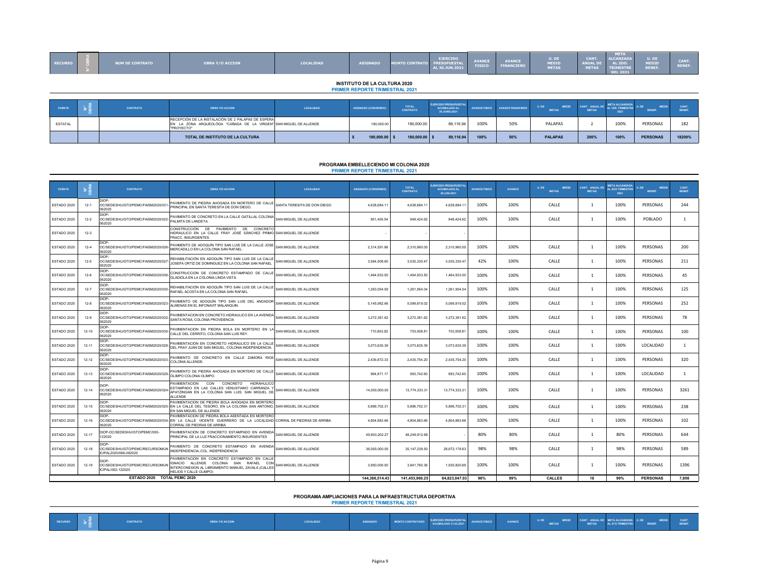| RECURSO | N° OBRA | NUM DE CONTRATO | OBRA Y/O ACCION | LOCALIDAD | ASIGNADO | MONTO CONTRATO | EJERCIDO PRESUPUESTAL AL 30.JUN.2021 | AVANCE FISICO | AVANCE FINANCIERO | U. DE MEDID METAS | CANT. ANUAL DE METAS | META ALCANZADA AL 2DO. TRIMESTRE DEL 2021 | U. DE MEDID BENEF. | CANT. BENEF. |
|---|---|---|---|---|---|---|---|---|---|---|---|---|---|---|

## INSTITUTO DE LA CULTURA 2020
### PRIMER REPORTE TRIMESTRAL 2021

| FUENTE | N° OBRA | CONTRATO | OBRA Y/O ACCION | LOCALIDAD | ASIGNADO (CONVENIDO) | TOTAL CONTRATO | EJERCIDO PRESUPUESTAL ACUMULADO AL 30.JUNIO.2021 | AVANCE FISICO | AVANCE FINANCIERO | U. DE MEDID METAS | CANT. ANUAL DE METAS | META ALCANZADA AL 1ER. TRIMESTRE 2021 | U. DE MEDID BENEF. | CANT. BENEF. |
|---|---|---|---|---|---|---|---|---|---|---|---|---|---|---|
| ESTATAL | | | RECEPCIÓN DE LA INSTALACIÓN DE 2 PALAPAS DE ESPERA EN LA ZONA ARQUEOLÓGA "CAÑADA DE LA VIRGEN" "PROYECTO" | SAN MIGUEL DE ALLENDE | 180,000.00 | 180,000.00 | 89,116.94 | 100% | 50% | PALAPAS | 2 | 100% | PERSONAS | 182 |
| | | | TOTAL DE INSTITUTO DE LA CULTURA | | $ 180,000.00 | $ 180,000.00 | $ 89,116.94 | 100% | 50% | PALAPAS | 200% | 100% | PERSONAS | 18200% |

## PROGRAMA EMBELLECIENDO MI COLONIA 2020
### PRIMER REPORTE TRIMESTRAL 2021

| FUENTE | N° OBRA | CONTRATO | OBRA Y/O ACCION | LOCALIDAD | ASIGNADO (CONVENIDO) | TOTAL CONTRATO | EJERCIDO PRESUPUESTAL ACUMULADO AL 30.JUN.2021 | AVANCE FISICO | AVANCE | U. DE MEDID METAS | CANT. ANUAL DE METAS | META ALCANZADA AL 2DO TRIMESTRE 2021 | U. DE MEDID BENEF. | CANT. BENEF. |
|---|---|---|---|---|---|---|---|---|---|---|---|---|---|---|
| ESTADO 2020 | 12-1 | DIOP-OC/SEDESHU/GTO/PEMC/FAISM2020/031-062020 | PAVIMENTO DE PIEDRA AHOGADA EN MORTERO DE CALLE PRINCIPAL EN SANTA TERESITA DE DON DIEGO. | SANTA TERESITA DE DON DIEGO. | 4,638,684.11 | 4,638,684.11 | 4,638,684.11 | 100% | 100% | CALLE | 1 | 100% | PERSONAS | 244 |
| ESTADO 2020 | 12-2 | DIOP-OC/SEDESHU/GTO/PEMC/FAISM2020/022-062020 | PAVIMENTO DE CONCRETO EN LA CALLE GATILLAL COLONIA PALMITA DE LANDETA. | SAN MIGUEL DE ALLENDE | 951,405.54 | 948,424.62 | 948,424.62 | 100% | 100% | CALLE | 1 | 100% | POBLADO | 1 |
| ESTADO 2020 | 12-3 | | CONSTRUCCIÓN DE PAVIMENTO DE CONCRETO HIDRAULICO EN LA CALLE FRAY JOSÉ SÁNCHEZ PRIMO FRACC. INSURGENTES. | SAN MIGUEL DE ALLENDE | - | - | - | | | | | | | |
| ESTADO 2020 | 12-4 | DIOP-OC/SEDESHU/GTO/PEMC/FAISM2020/026-062020 | PAVIMENTO DE ADOQUÍN TIPO SAN LUIS DE LA CALLE JOSE MERCADILLO EN LA COLONIA SAN RAFAEL. | SAN MIGUEL DE ALLENDE | 2,314,591.86 | 2,310,960.05 | 2,310,960.05 | 100% | 100% | CALLE | 1 | 100% | PERSONAS | 200 |
| ESTADO 2020 | 12-5 | DIOP-OC/SEDESHU/GTO/PEMC/FAISM2020/027-062020 | REHABILITACIÓN EN ADOQUÍN TIPO SAN LUIS DE LA CALLE JOSEFA ORTÍZ DE DOMINGUEZ EN LA COLONIA SAN RAFAEL | SAN MIGUEL DE ALLENDE | 3,564,509.60 | 3,535,330.47 | 3,535,330.47 | 42% | 100% | CALLE | 1 | 100% | PERSONAS | 211 |
| ESTADO 2020 | 12-6 | DIOP-OC/SEDESHU/GTO/PEMC/FAISM2020/036-062020 | CONSTRUCCION DE CONCRETO ESTAMPADO DE CALLE GLADIOLA EN LA COLONIA LINDA VISTA. | SAN MIGUEL DE ALLENDE | 1,464,933.50 | 1,464,933.50 | 1,464,933.50 | 100% | 100% | CALLE | 1 | 100% | PERSONAS | 45 |
| ESTADO 2020 | 12-7 | DIOP-OC/SEDESHU/GTO/PEMC/FAISM2020/030-062020 | REHABILITACIÓN EN ADOQUÍN TIPO SAN LUIS DE LA CALLE RAFAEL ACOSTA EN LA COLONIA SAN RAFAEL | SAN MIGUEL DE ALLENDE | 1,263,054.59 | 1,261,954.04 | 1,261,954.04 | 100% | 100% | CALLE | 1 | 100% | PERSONAS | 125 |
| ESTADO 2020 | 12-8 | DIOP-OC/SEDESHU/GTO/PEMC/FAISM2020/023-062020 | PAVIMENTO DE ADOQUÍN TIPO SAN LUIS DEL ANDADOR ALMENAS EN EL INFONAVIT MALANQUIN. | SAN MIGUEL DE ALLENDE | 5,145,982.66 | 5,099,819.02 | 5,099,819.02 | 100% | 100% | CALLE | 1 | 100% | PERSONAS | 252 |
| ESTADO 2020 | 12-9 | DIOP-OC/SEDESHU/GTO/PEMC/FAISM2020/032-062020 | PAVIMENTACION EN CONCRETO HIDRAULICO EN LA AVENIDA SANTA ROSA, COLONIA PROVIDENCIA | SAN MIGUEL DE ALLENDE | 3,272,381.62 | 3,272,381.62 | 3,272,381.62 | 100% | 100% | CALLE | 1 | 100% | PERSONAS | 78 |
| ESTADO 2020 | 12-10 | DIOP-OC/SEDESHU/GTO/PEMC/FAISM2020/035-062020 | PAVIMENTACION EN PIEDRA BOLA EN MORTERO EN LA CALLE DEL CERRITO, COLONIA SAN LUIS REY. | SAN MIGUEL DE ALLENDE | 710,803.82 | 703,508.81 | 703,508.81 | 100% | 100% | CALLE | 1 | 100% | PERSONAS | 100 |
| ESTADO 2020 | 12-11 | DIOP-OC/SEDESHU/GTO/PEMC/FAISM2020/028-062020 | PAVIMENTACION EN CONCRETO HIDRAULICO EN LA CALLE DEL FRAY JUAN DE SAN MIGUEL, COLONIA INDEPENDENCIA. | SAN MIGUEL DE ALLENDE | 3,073,635.39 | 3,073,635.39 | 3,073,635.39 | 100% | 100% | CALLE | 1 | 100% | LOCALIDAD | 1 |
| ESTADO 2020 | 12-12 | DIOP-OC/SEDESHU/GTO/PEMC/FAISM2020/033-062020 | PAVIMENTO DE CONCRETO EN CALLE ZAMORA RIOS COLONIA ALLENDE. | SAN MIGUEL DE ALLENDE | 2,436,872.33 | 2,435,754.20 | 2,435,754.20 | 100% | 100% | CALLE | 1 | 100% | PERSONAS | 320 |
| ESTADO 2020 | 12-13 | DIOP-OC/SEDESHU/GTO/PEMC/FAISM2020/029-062020 | PAVIMENTO DE PIEDRA AHOGADA EN MORTERO DE CALLE OLIMPO COLONIA OLIMPO. | SAN MIGUEL DE ALLENDE | 994,871.17 | 993,742.60 | 993,742.60 | 100% | 100% | CALLE | 1 | 100% | LOCALIDAD | 1 |
| ESTADO 2020 | 12-14 | DIOP-OC/SEDESHU/GTO/PEMC/FAISM2020/024-062020 | PAVIMENTACION CON CONCRETO HIDRAULICO ESTAMPADO EN LAS CALLES VENUSTIANO CARRANZA Y APATZINGAN EN LA COLONIA SAN LUIS. SAN MIGUEL DE ALLENDE | SAN MIGUEL DE ALLENDE | 14,000,000.00 | 13,774,333.31 | 13,774,333.31 | 100% | 100% | CALLE | 1 | 100% | PERSONAS | 3261 |
| ESTADO 2020 | 12-15 | DIOP-OC/SEDESHU/GTO/PEMC/FAISM2020/025-062020 | PAVIMENTACION DE PIEDRA BOLA AHOGADA EN MORTERO EN LA CALLE DEL TESORO, EN LA COLONIA SAN ANTONIO, EN SAN MIGUEL DE ALLENDE. | SAN MIGUEL DE ALLENDE | 5,896,702.31 | 5,896,702.31 | 5,896,702.31 | 100% | 100% | CALLE | 1 | 100% | PERSONAS | 238 |
| ESTADO 2020 | 12-16 | DIOP-OC/SEDESHU/GTO/PEMC/FAISM2020/034-062020 | PAVIMENTACION DE PIEDRA BOLA ASENTADA EN MORTERO EN LA CALLE VICENTE GUERRERO DE LA LOCALIDAD CORRAL DE PIEDRAS DE ARRIBA | CORRAL DE PIEDRAS DE ARRIBA | 4,804,883.66 | 4,804,883.66 | 4,804,883.66 | 100% | 100% | CALLE | 1 | 100% | PERSONAS | 102 |
| ESTADO 2020 | 12-17 | DIOP-OC/SEDESHU/GTO/PEMC/093-122020 | PAVIMENTACION DE CONCRETO ESTAMPADO EN AVENIDA PRINCIPAL DE LA LUZ FRACCIONAMIENTO INSURGENTES | SAN MIGUEL DE ALLENDE | 49,903,202.27 | 48,249,912.68 | - | 80% | 80% | CALLE | 1 | 80% | PERSONAS | 644 |
| ESTADO 2020 | 12-18 | DIOP-OC/SEDESHU/GTO/PEMC/RECURSOMUNICIPAL2020/066-082020 | PAVIMENTO DE CONCRETO ESTAMPADO EN AVENIDA INDEPENDENCIA, COL. INDEPENDENCIA | SAN MIGUEL DE ALLENDE | 36,000,000.00 | 35,147,239.50 | 28,672,178.63 | 98% | 98% | CALLE | 1 | 98% | PERSONAS | 589 |
| ESTADO 2020 | 12-19 | DIOP-OC/SEDESHU/GTO/PEMC/RECURSOMUNICIPAL/092-122020 | PAVIMENTACION EN CONCRETO ESTAMPADO EN CALLE IGNACIO ALLENDE COLONIA SAN RAFAEL CON INTERCONEXION AL LIBRAMIENTO MANUEL ZAVALA (CALLES HELIOS Y CALLE OLIMPO) | SAN MIGUEL DE ALLENDE | 3,950,000.00 | 3,841,760.36 | 1,935,820.69 | 100% | 100% | CALLE | 1 | 100% | PERSONAS | 1396 |
| | | ESTADO 2020 TOTAL PEMC 2020 | | | 144,386,514.43 | 141,453,960.25 | 84,823,047.03 | 96% | 99% | CALLES | 18 | 99% | PERSONAS | 7,808 |

## PROGRAMA AMPLIACIONES PARA LA INFRAESTRUCTURA DEPORTIVA
### PRIMER REPORTE TRIMESTRAL 2021

| RECURSO | N° OBRA | CONTRATO | OBRA Y/O ACCION | LOCALIDAD | ASIGNADO | MONTO CONTRATADO | EJERCIDO PRESUPUESTAL ACUMULADO 31.03.2021 | AVANCE FISICO | AVANCE | U. DE MEDID METAS | CANT. ANUAL DE METAS | META ALCANZADA AL 4TO TRIMESTRE | U. DE MEDID BENEF. | CANT. BENEF. |
|---|---|---|---|---|---|---|---|---|---|---|---|---|---|---|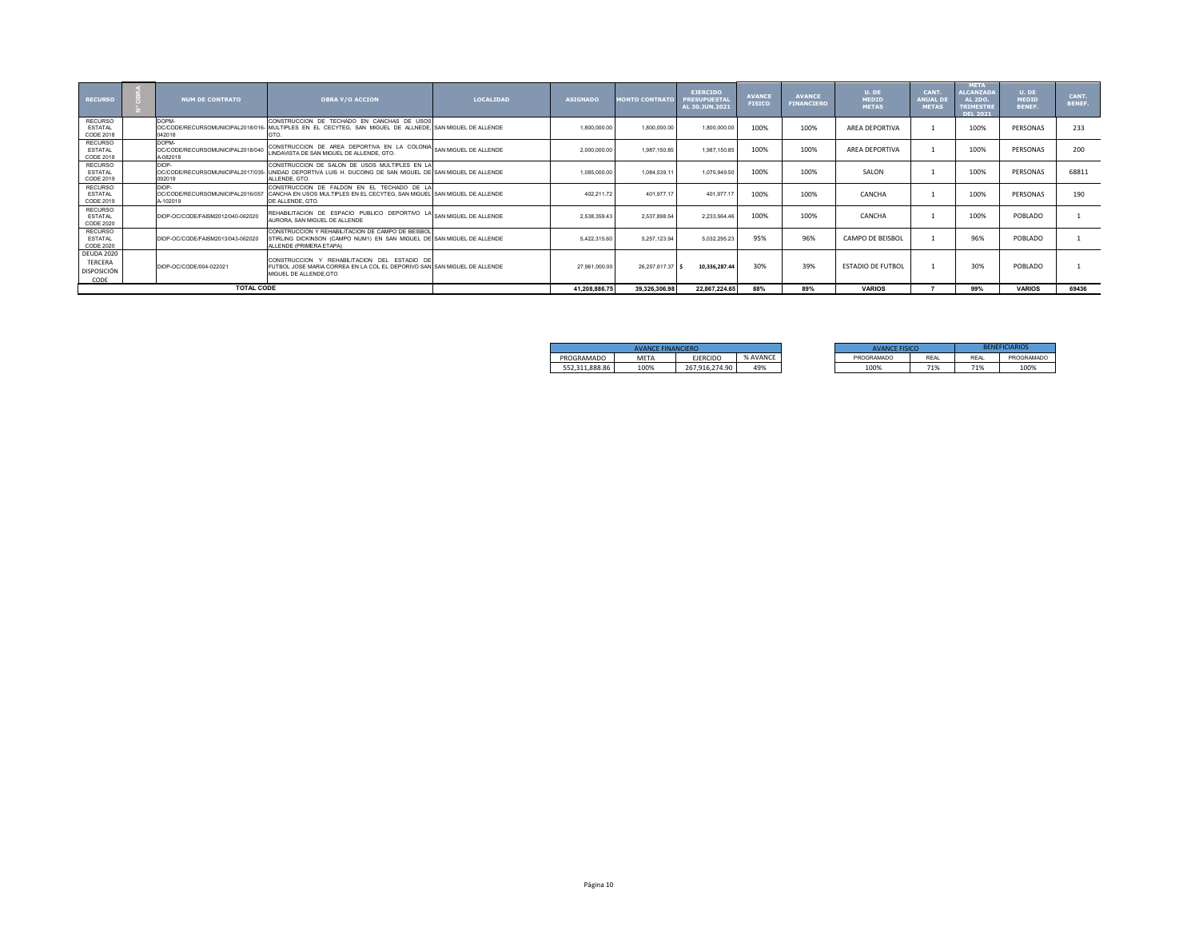| RECURSO | N° OBRA | NUM DE CONTRATO | OBRA Y/O ACCION | LOCALIDAD | ASIGNADO | MONTO CONTRATO | EJERCIDO PRESUPUESTAL AL 30.JUN.2021 | AVANCE FISICO | AVANCE FINANCIERO | U. DE MEDID METAS | CANT. ANUAL DE METAS | META ALCANZADA AL 2DO. TRIMESTRE DEL 2021 | U. DE MEDID BENEF. | CANT. BENEF. |
|---|---|---|---|---|---|---|---|---|---|---|---|---|---|---|
| RECURSO ESTATAL CODE 2018 | | DOPM-OC/CODE/RECURSOMUNICIPAL2018/016-042018 | CONSTRUCCION DE TECHADO EN CANCHAS DE USOS MULTIPLES EN EL CECYTEG, SAN MIGUEL DE ALLNEDE, GTO. | SAN MIGUEL DE ALLENDE | 1,800,000.00 | 1,800,000.00 | 1,800,000.00 | 100% | 100% | AREA DEPORTIVA | 1 | 100% | PERSONAS | 233 |
| RECURSO ESTATAL CODE 2018 | | DOPM-OC/CODE/RECURSOMUNICIPAL2018/040 A-082018 | CONSTRUCCION DE AREA DEPORTIVA EN LA COLONIA LINDAVISTA DE SAN MIGUEL DE ALLENDE, GTO. | SAN MIGUEL DE ALLENDE | 2,000,000.00 | 1,987,150.85 | 1,987,150.85 | 100% | 100% | AREA DEPORTIVA | 1 | 100% | PERSONAS | 200 |
| RECURSO ESTATAL CODE 2019 | | DIOP-OC/CODE/RECURSOMUNICIPAL2017/035-092019 | CONSTRUCCION DE SALON DE USOS MULTIPLES EN LA UNIDAD DEPORTIVA LUIS H. DUCOING DE SAN MIGUEL DE ALLENDE, GTO. | SAN MIGUEL DE ALLENDE | 1,085,000.00 | 1,084,539.11 | 1,075,949.50 | 100% | 100% | SALON | 1 | 100% | PERSONAS | 68811 |
| RECURSO ESTATAL CODE 2019 | | DIOP-OC/CODE/RECURSOMUNICIPAL2016/057 A-102019 | CONSTRUCCION DE FALDON EN EL TECHADO DE LA CANCHA EN USOS MULTIPLES EN EL CECYTEG, SAN MIGUEL DE ALLENDE, GTO. | SAN MIGUEL DE ALLENDE | 402,211.72 | 401,977.17 | 401,977.17 | 100% | 100% | CANCHA | 1 | 100% | PERSONAS | 190 |
| RECURSO ESTATAL CODE 2020 | | DIOP-OC/CODE/FAISM2012/040-062020 | REHABILITACION DE ESPACIO PUBLICO DEPORTIVO LA AURORA, SAN MIGUEL DE ALLENDE | SAN MIGUEL DE ALLENDE | 2,538,359.43 | 2,537,898.54 | 2,233,564.46 | 100% | 100% | CANCHA | 1 | 100% | POBLADO | 1 |
| RECURSO ESTATAL CODE 2020 | | DIOP-OC/CODE/FAISM2013/043-062020 | CONSTRUCCION Y REHABILITACION DE CAMPO DE BEISBOL STIRLING DICKINSON (CAMPO NUM1) EN SAN MIGUEL DE ALLENDE (PRIMERA ETAPA) | SAN MIGUEL DE ALLENDE | 5,422,315.60 | 5,257,123.94 | 5,032,295.23 | 95% | 96% | CAMPO DE BEISBOL | 1 | 96% | POBLADO | 1 |
| DEUDA 2020 TERCERA DISPOSICIÓN CODE | | DIOP-OC/CODE/004-022021 | CONSTRUCCION Y REHABILITACION DEL ESTADIO DE FUTBOL JOSE MARIA CORREA EN LA COL EL DEPORIVO SAN MIGUEL DE ALLENDE,GTO | SAN MIGUEL DE ALLENDE | 27,961,000.00 | 26,257,617.37 | $ 10,336,287.44 | 30% | 39% | ESTADIO DE FUTBOL | 1 | 30% | POBLADO | 1 |
| **TOTAL CODE** | | | | | **41,208,886.75** | **39,326,306.98** | **22,867,224.65** | **88%** | **89%** | **VARIOS** | **7** | **99%** | **VARIOS** | **69436** |

| AVANCE FINANCIERO | | | |
|---|---|---|---|
| PROGRAMADO | META | EJERCIDO | % AVANCE |
| 552,311,888.86 | 100% | 267,916,274.90 | 49% |

| AVANCE FISICO | | BENEFICIARIOS | |
|---|---|---|---|
| PROGRAMADO | REAL | REAL | PROGRAMADO |
| 100% | 71% | 71% | 100% |